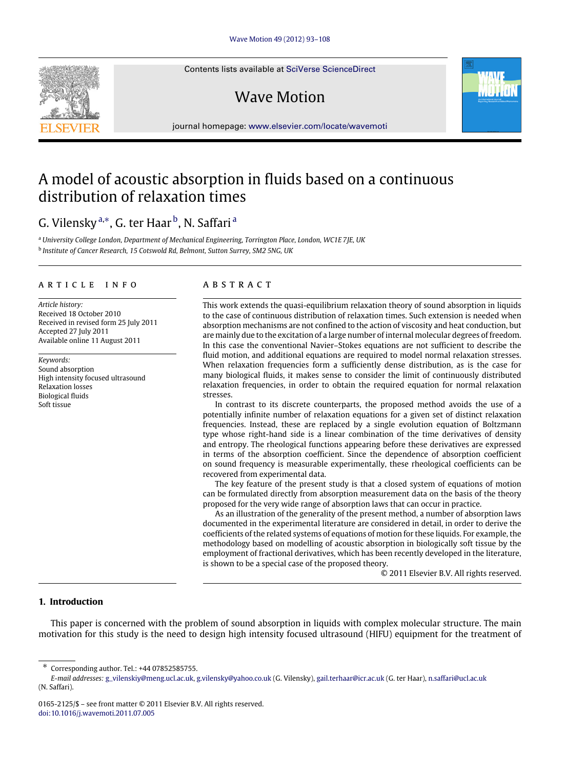Contents lists available at SciVerse ScienceDirect

# Wave Motion

journal homepage: www.elsevier.com/locate/wavemoti

# A model of acoustic absorption in fluids based on a continuous distribution of relaxation times

G. Vilensky [a,*], G. ter Haar [b], N. Saffari [a]

[a] University College London, Department of Mechanical Engineering, Torrington Place, London, WC1E 7JE, UK

[b] Institute of Cancer Research, 15 Cotswold Rd, Belmont, Sutton Surrey, SM2 5NG, UK

## ARTICLE INFO

*Article history:*
Received 18 October 2010
Received in revised form 25 July 2011
Accepted 27 July 2011
Available online 11 August 2011

*Keywords:*
Sound absorption
High intensity focused ultrasound
Relaxation losses
Biological fluids
Soft tissue

## ABSTRACT

This work extends the quasi-equilibrium relaxation theory of sound absorption in liquids to the case of continuous distribution of relaxation times. Such extension is needed when absorption mechanisms are not confined to the action of viscosity and heat conduction, but are mainly due to the excitation of a large number of internal molecular degrees of freedom. In this case the conventional Navier–Stokes equations are not sufficient to describe the fluid motion, and additional equations are required to model normal relaxation stresses. When relaxation frequencies form a sufficiently dense distribution, as is the case for many biological fluids, it makes sense to consider the limit of continuously distributed relaxation frequencies, in order to obtain the required equation for normal relaxation stresses.

In contrast to its discrete counterparts, the proposed method avoids the use of a potentially infinite number of relaxation equations for a given set of distinct relaxation frequencies. Instead, these are replaced by a single evolution equation of Boltzmann type whose right-hand side is a linear combination of the time derivatives of density and entropy. The rheological functions appearing before these derivatives are expressed in terms of the absorption coefficient. Since the dependence of absorption coefficient on sound frequency is measurable experimentally, these rheological coefficients can be recovered from experimental data.

The key feature of the present study is that a closed system of equations of motion can be formulated directly from absorption measurement data on the basis of the theory proposed for the very wide range of absorption laws that can occur in practice.

As an illustration of the generality of the present method, a number of absorption laws documented in the experimental literature are considered in detail, in order to derive the coefficients of the related systems of equations of motion for these liquids. For example, the methodology based on modelling of acoustic absorption in biologically soft tissue by the employment of fractional derivatives, which has been recently developed in the literature, is shown to be a special case of the proposed theory.

© 2011 Elsevier B.V. All rights reserved.

## 1. Introduction

This paper is concerned with the problem of sound absorption in liquids with complex molecular structure. The main motivation for this study is the need to design high intensity focused ultrasound (HIFU) equipment for the treatment of

---

\* Corresponding author. Tel.: +44 07852585755.
*E-mail addresses:* g_vilenskiy@meng.ucl.ac.uk, g.vilensky@yahoo.co.uk (G. Vilensky), gail.terhaar@icr.ac.uk (G. ter Haar), n.saffari@ucl.ac.uk (N. Saffari).

0165-2125/$ – see front matter © 2011 Elsevier B.V. All rights reserved.
doi:10.1016/j.wavemoti.2011.07.005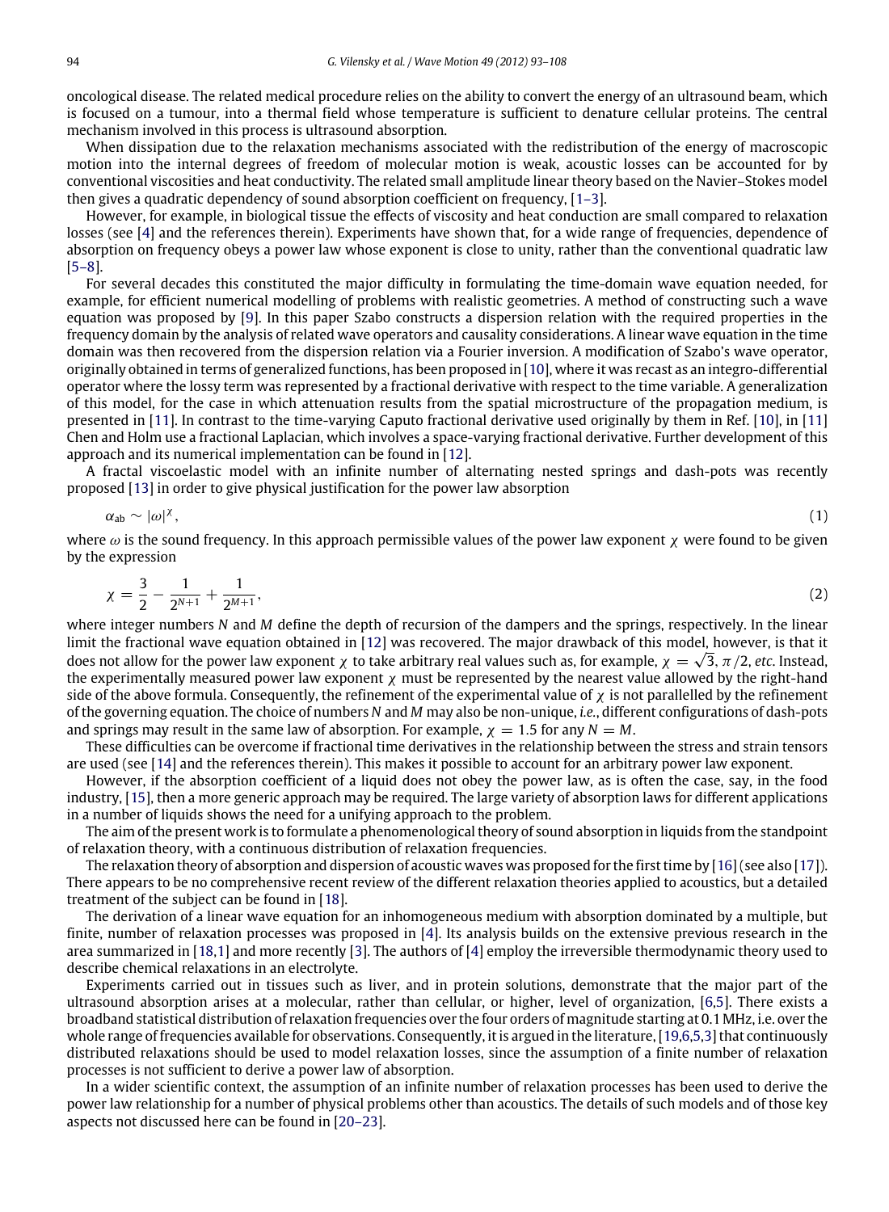oncological disease. The related medical procedure relies on the ability to convert the energy of an ultrasound beam, which is focused on a tumour, into a thermal field whose temperature is sufficient to denature cellular proteins. The central mechanism involved in this process is ultrasound absorption.

When dissipation due to the relaxation mechanisms associated with the redistribution of the energy of macroscopic motion into the internal degrees of freedom of molecular motion is weak, acoustic losses can be accounted for by conventional viscosities and heat conductivity. The related small amplitude linear theory based on the Navier–Stokes model then gives a quadratic dependency of sound absorption coefficient on frequency, [1–3].

However, for example, in biological tissue the effects of viscosity and heat conduction are small compared to relaxation losses (see [4] and the references therein). Experiments have shown that, for a wide range of frequencies, dependence of absorption on frequency obeys a power law whose exponent is close to unity, rather than the conventional quadratic law [5–8].

For several decades this constituted the major difficulty in formulating the time-domain wave equation needed, for example, for efficient numerical modelling of problems with realistic geometries. A method of constructing such a wave equation was proposed by [9]. In this paper Szabo constructs a dispersion relation with the required properties in the frequency domain by the analysis of related wave operators and causality considerations. A linear wave equation in the time domain was then recovered from the dispersion relation via a Fourier inversion. A modification of Szabo's wave operator, originally obtained in terms of generalized functions, has been proposed in [10], where it was recast as an integro-differential operator where the lossy term was represented by a fractional derivative with respect to the time variable. A generalization of this model, for the case in which attenuation results from the spatial microstructure of the propagation medium, is presented in [11]. In contrast to the time-varying Caputo fractional derivative used originally by them in Ref. [10], in [11] Chen and Holm use a fractional Laplacian, which involves a space-varying fractional derivative. Further development of this approach and its numerical implementation can be found in [12].

A fractal viscoelastic model with an infinite number of alternating nested springs and dash-pots was recently proposed [13] in order to give physical justification for the power law absorption

$$\alpha_{\text{ab}} \sim |\omega|^{\chi}, \tag{1}$$

where $\omega$ is the sound frequency. In this approach permissible values of the power law exponent $\chi$ were found to be given by the expression

$$\chi = \frac{3}{2} - \frac{1}{2^{N+1}} + \frac{1}{2^{M+1}}, \tag{2}$$

where integer numbers $N$ and $M$ define the depth of recursion of the dampers and the springs, respectively. In the linear limit the fractional wave equation obtained in [12] was recovered. The major drawback of this model, however, is that it does not allow for the power law exponent $\chi$ to take arbitrary real values such as, for example, $\chi = \sqrt{3}, \pi/2$, *etc*. Instead, the experimentally measured power law exponent $\chi$ must be represented by the nearest value allowed by the right-hand side of the above formula. Consequently, the refinement of the experimental value of $\chi$ is not parallelled by the refinement of the governing equation. The choice of numbers $N$ and $M$ may also be non-unique, *i.e.*, different configurations of dash-pots and springs may result in the same law of absorption. For example, $\chi = 1.5$ for any $N = M$.

These difficulties can be overcome if fractional time derivatives in the relationship between the stress and strain tensors are used (see [14] and the references therein). This makes it possible to account for an arbitrary power law exponent.

However, if the absorption coefficient of a liquid does not obey the power law, as is often the case, say, in the food industry, [15], then a more generic approach may be required. The large variety of absorption laws for different applications in a number of liquids shows the need for a unifying approach to the problem.

The aim of the present work is to formulate a phenomenological theory of sound absorption in liquids from the standpoint of relaxation theory, with a continuous distribution of relaxation frequencies.

The relaxation theory of absorption and dispersion of acoustic waves was proposed for the first time by [16] (see also [17]). There appears to be no comprehensive recent review of the different relaxation theories applied to acoustics, but a detailed treatment of the subject can be found in [18].

The derivation of a linear wave equation for an inhomogeneous medium with absorption dominated by a multiple, but finite, number of relaxation processes was proposed in [4]. Its analysis builds on the extensive previous research in the area summarized in [18,1] and more recently [3]. The authors of [4] employ the irreversible thermodynamic theory used to describe chemical relaxations in an electrolyte.

Experiments carried out in tissues such as liver, and in protein solutions, demonstrate that the major part of the ultrasound absorption arises at a molecular, rather than cellular, or higher, level of organization, [6,5]. There exists a broadband statistical distribution of relaxation frequencies over the four orders of magnitude starting at 0.1 MHz, i.e. over the whole range of frequencies available for observations. Consequently, it is argued in the literature, [19,6,5,3] that continuously distributed relaxations should be used to model relaxation losses, since the assumption of a finite number of relaxation processes is not sufficient to derive a power law of absorption.

In a wider scientific context, the assumption of an infinite number of relaxation processes has been used to derive the power law relationship for a number of physical problems other than acoustics. The details of such models and of those key aspects not discussed here can be found in [20–23].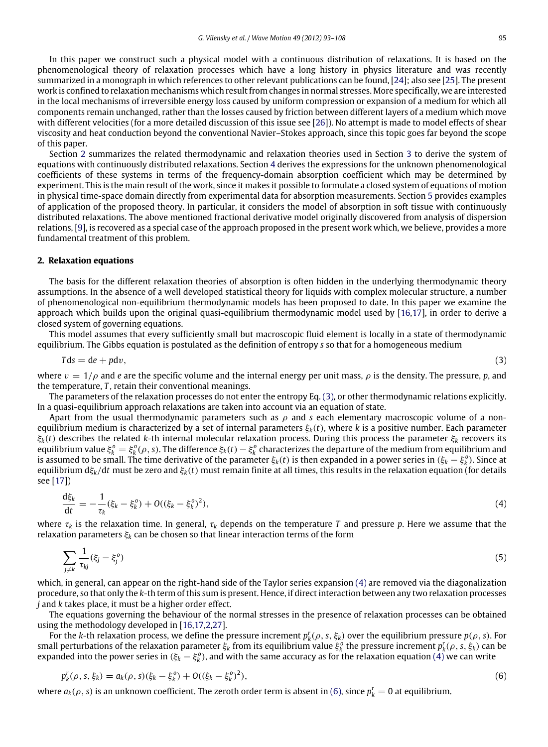In this paper we construct such a physical model with a continuous distribution of relaxations. It is based on the phenomenological theory of relaxation processes which have a long history in physics literature and was recently summarized in a monograph in which references to other relevant publications can be found, [24]; also see [25]. The present work is confined to relaxation mechanisms which result from changes in normal stresses. More specifically, we are interested in the local mechanisms of irreversible energy loss caused by uniform compression or expansion of a medium for which all components remain unchanged, rather than the losses caused by friction between different layers of a medium which move with different velocities (for a more detailed discussion of this issue see [26]). No attempt is made to model effects of shear viscosity and heat conduction beyond the conventional Navier–Stokes approach, since this topic goes far beyond the scope of this paper.

Section 2 summarizes the related thermodynamic and relaxation theories used in Section 3 to derive the system of equations with continuously distributed relaxations. Section 4 derives the expressions for the unknown phenomenological coefficients of these systems in terms of the frequency-domain absorption coefficient which may be determined by experiment. This is the main result of the work, since it makes it possible to formulate a closed system of equations of motion in physical time-space domain directly from experimental data for absorption measurements. Section 5 provides examples of application of the proposed theory. In particular, it considers the model of absorption in soft tissue with continuously distributed relaxations. The above mentioned fractional derivative model originally discovered from analysis of dispersion relations, [9], is recovered as a special case of the approach proposed in the present work which, we believe, provides a more fundamental treatment of this problem.

## 2. Relaxation equations

The basis for the different relaxation theories of absorption is often hidden in the underlying thermodynamic theory assumptions. In the absence of a well developed statistical theory for liquids with complex molecular structure, a number of phenomenological non-equilibrium thermodynamic models has been proposed to date. In this paper we examine the approach which builds upon the original quasi-equilibrium thermodynamic model used by [16,17], in order to derive a closed system of governing equations.

This model assumes that every sufficiently small but macroscopic fluid element is locally in a state of thermodynamic equilibrium. The Gibbs equation is postulated as the definition of entropy $s$ so that for a homogeneous medium

$$T\mathrm{d}s = \mathrm{d}e + p\mathrm{d}v, \tag{3}$$

where $v = 1/\rho$ and $e$ are the specific volume and the internal energy per unit mass, $\rho$ is the density. The pressure, $p$, and the temperature, $T$, retain their conventional meanings.

The parameters of the relaxation processes do not enter the entropy Eq. (3), or other thermodynamic relations explicitly. In a quasi-equilibrium approach relaxations are taken into account via an equation of state.

Apart from the usual thermodynamic parameters such as $\rho$ and $s$ each elementary macroscopic volume of a non-equilibrium medium is characterized by a set of internal parameters $\xi_k(t)$, where $k$ is a positive number. Each parameter $\xi_k(t)$ describes the related $k$-th internal molecular relaxation process. During this process the parameter $\xi_k$ recovers its equilibrium value $\xi_k^o = \xi_k^o(\rho, s)$. The difference $\xi_k(t) - \xi_k^o$ characterizes the departure of the medium from equilibrium and is assumed to be small. The time derivative of the parameter $\xi_k(t)$ is then expanded in a power series in $(\xi_k - \xi_k^o)$. Since at equilibrium $\mathrm{d}\xi_k/\mathrm{d}t$ must be zero and $\xi_k(t)$ must remain finite at all times, this results in the relaxation equation (for details see [17])

$$\frac{\mathrm{d}\xi_k}{\mathrm{d}t} = -\frac{1}{\tau_k}(\xi_k - \xi_k^o) + O((\xi_k - \xi_k^o)^2), \tag{4}$$

where $\tau_k$ is the relaxation time. In general, $\tau_k$ depends on the temperature $T$ and pressure $p$. Here we assume that the relaxation parameters $\xi_k$ can be chosen so that linear interaction terms of the form

$$\sum_{j\neq k} \frac{1}{\tau_{kj}}(\xi_j - \xi_j^o) \tag{5}$$

which, in general, can appear on the right-hand side of the Taylor series expansion (4) are removed via the diagonalization procedure, so that only the $k$-th term of this sum is present. Hence, if direct interaction between any two relaxation processes $j$ and $k$ takes place, it must be a higher order effect.

The equations governing the behaviour of the normal stresses in the presence of relaxation processes can be obtained using the methodology developed in [16,17,2,27].

For the $k$-th relaxation process, we define the pressure increment $p_k^r(\rho, s, \xi_k)$ over the equilibrium pressure $p(\rho, s)$. For small perturbations of the relaxation parameter $\xi_k$ from its equilibrium value $\xi_k^o$ the pressure increment $p_k^r(\rho, s, \xi_k)$ can be expanded into the power series in $(\xi_k - \xi_k^o)$, and with the same accuracy as for the relaxation equation (4) we can write

$$p_k^r(\rho, s, \xi_k) = a_k(\rho, s)(\xi_k - \xi_k^o) + O((\xi_k - \xi_k^o)^2), \tag{6}$$

where $a_k(\rho, s)$ is an unknown coefficient. The zeroth order term is absent in (6), since $p_k^r = 0$ at equilibrium.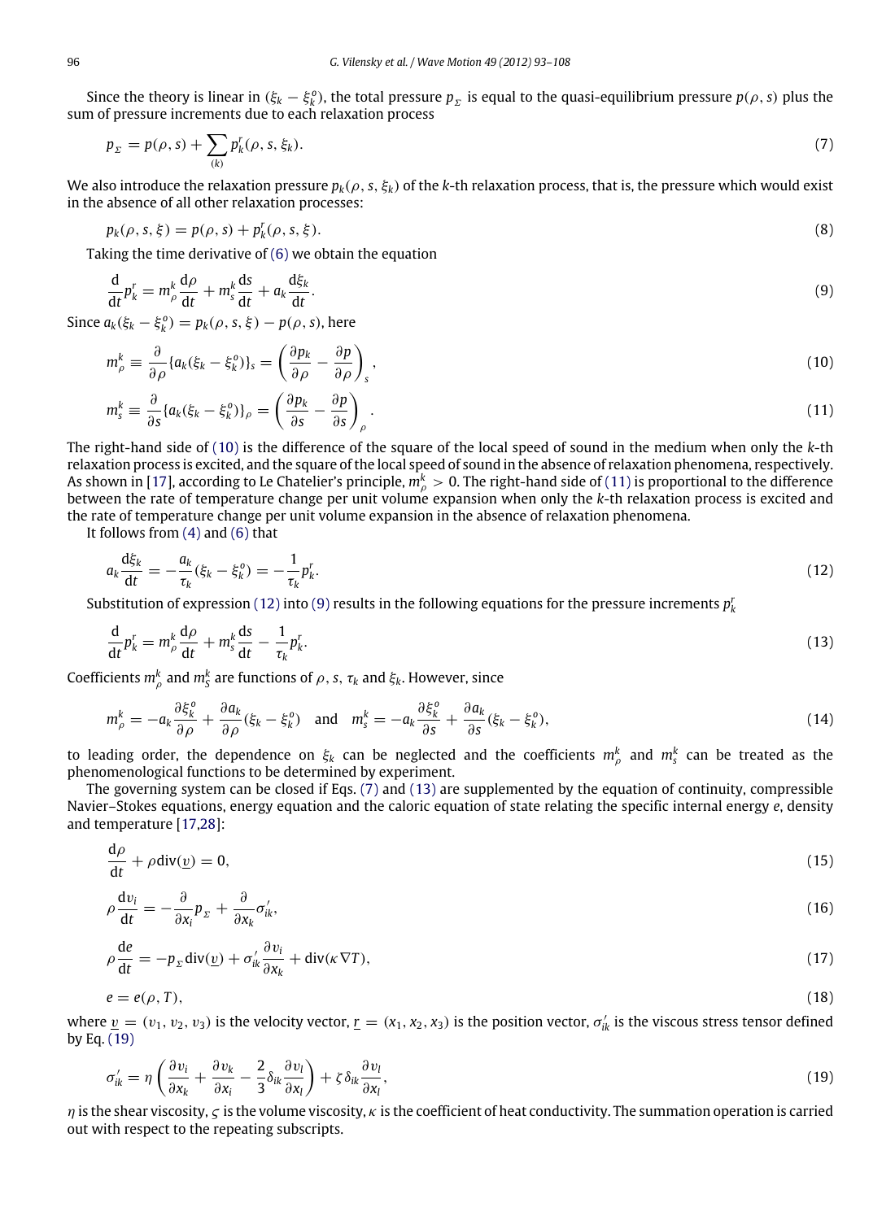Since the theory is linear in $(\xi_k - \xi_k^o)$, the total pressure $p_\Sigma$ is equal to the quasi-equilibrium pressure $p(\rho, s)$ plus the sum of pressure increments due to each relaxation process

$$p_\Sigma = p(\rho, s) + \sum_{(k)} p_k^r(\rho, s, \xi_k). \tag{7}$$

We also introduce the relaxation pressure $p_k(\rho, s, \xi_k)$ of the $k$-th relaxation process, that is, the pressure which would exist in the absence of all other relaxation processes:

$$p_k(\rho, s, \xi) = p(\rho, s) + p_k^r(\rho, s, \xi). \tag{8}$$

Taking the time derivative of (6) we obtain the equation

$$\frac{\mathrm{d}}{\mathrm{d}t} p_k^r = m_\rho^k \frac{\mathrm{d}\rho}{\mathrm{d}t} + m_s^k \frac{\mathrm{d}s}{\mathrm{d}t} + a_k \frac{\mathrm{d}\xi_k}{\mathrm{d}t}. \tag{9}$$

Since $a_k(\xi_k - \xi_k^o) = p_k(\rho, s, \xi) - p(\rho, s)$, here

$$m_\rho^k \equiv \frac{\partial}{\partial \rho}\{a_k(\xi_k - \xi_k^o)\}_s = \left(\frac{\partial p_k}{\partial \rho} - \frac{\partial p}{\partial \rho}\right)_s, \tag{10}$$

$$m_s^k \equiv \frac{\partial}{\partial s}\{a_k(\xi_k - \xi_k^o)\}_\rho = \left(\frac{\partial p_k}{\partial s} - \frac{\partial p}{\partial s}\right)_\rho. \tag{11}$$

The right-hand side of (10) is the difference of the square of the local speed of sound in the medium when only the $k$-th relaxation process is excited, and the square of the local speed of sound in the absence of relaxation phenomena, respectively. As shown in [17], according to Le Chatelier's principle, $m_\rho^k > 0$. The right-hand side of (11) is proportional to the difference between the rate of temperature change per unit volume expansion when only the $k$-th relaxation process is excited and the rate of temperature change per unit volume expansion in the absence of relaxation phenomena.

It follows from (4) and (6) that

$$a_k \frac{\mathrm{d}\xi_k}{\mathrm{d}t} = -\frac{a_k}{\tau_k}(\xi_k - \xi_k^o) = -\frac{1}{\tau_k} p_k^r. \tag{12}$$

Substitution of expression (12) into (9) results in the following equations for the pressure increments $p_k^r$

$$\frac{\mathrm{d}}{\mathrm{d}t} p_k^r = m_\rho^k \frac{\mathrm{d}\rho}{\mathrm{d}t} + m_s^k \frac{\mathrm{d}s}{\mathrm{d}t} - \frac{1}{\tau_k} p_k^r. \tag{13}$$

Coefficients $m_\rho^k$ and $m_S^k$ are functions of $\rho$, $s$, $\tau_k$ and $\xi_k$. However, since

$$m_\rho^k = -a_k \frac{\partial \xi_k^o}{\partial \rho} + \frac{\partial a_k}{\partial \rho}(\xi_k - \xi_k^o) \quad \text{and} \quad m_s^k = -a_k \frac{\partial \xi_k^o}{\partial s} + \frac{\partial a_k}{\partial s}(\xi_k - \xi_k^o), \tag{14}$$

to leading order, the dependence on $\xi_k$ can be neglected and the coefficients $m_\rho^k$ and $m_s^k$ can be treated as the phenomenological functions to be determined by experiment.

The governing system can be closed if Eqs. (7) and (13) are supplemented by the equation of continuity, compressible Navier–Stokes equations, energy equation and the caloric equation of state relating the specific internal energy $e$, density and temperature [17,28]:

$$\frac{\mathrm{d}\rho}{\mathrm{d}t} + \rho \operatorname{div}(\underline{v}) = 0, \tag{15}$$

$$\rho \frac{\mathrm{d}v_i}{\mathrm{d}t} = -\frac{\partial}{\partial x_i} p_\Sigma + \frac{\partial}{\partial x_k} \sigma'_{ik}, \tag{16}$$

$$\rho \frac{\mathrm{d}e}{\mathrm{d}t} = -p_\Sigma \operatorname{div}(\underline{v}) + \sigma'_{ik} \frac{\partial v_i}{\partial x_k} + \operatorname{div}(\kappa \nabla T), \tag{17}$$

$$e = e(\rho, T), \tag{18}$$

where $\underline{v} = (v_1, v_2, v_3)$ is the velocity vector, $\underline{r} = (x_1, x_2, x_3)$ is the position vector, $\sigma'_{ik}$ is the viscous stress tensor defined by Eq. (19)

$$\sigma'_{ik} = \eta\left(\frac{\partial v_i}{\partial x_k} + \frac{\partial v_k}{\partial x_i} - \frac{2}{3}\delta_{ik}\frac{\partial v_l}{\partial x_l}\right) + \zeta \delta_{ik} \frac{\partial v_l}{\partial x_l}, \tag{19}$$

$\eta$ is the shear viscosity, $\varsigma$ is the volume viscosity, $\kappa$ is the coefficient of heat conductivity. The summation operation is carried out with respect to the repeating subscripts.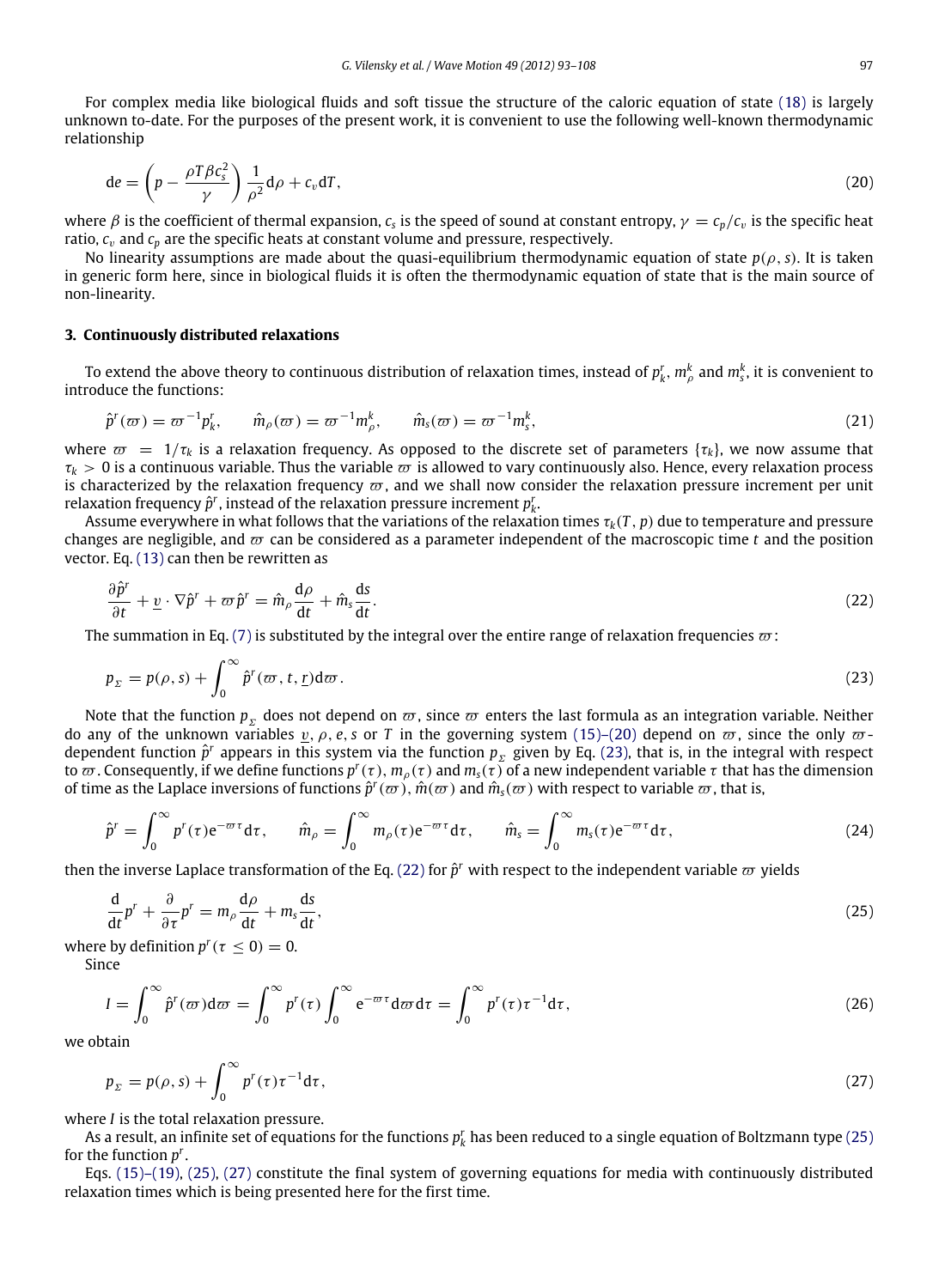For complex media like biological fluids and soft tissue the structure of the caloric equation of state (18) is largely unknown to-date. For the purposes of the present work, it is convenient to use the following well-known thermodynamic relationship

$$\mathrm{d}e = \left(p - \frac{\rho T \beta c_s^2}{\gamma}\right)\frac{1}{\rho^2}\mathrm{d}\rho + c_v \mathrm{d}T, \tag{20}$$

where $\beta$ is the coefficient of thermal expansion, $c_s$ is the speed of sound at constant entropy, $\gamma = c_p/c_v$ is the specific heat ratio, $c_v$ and $c_p$ are the specific heats at constant volume and pressure, respectively.

No linearity assumptions are made about the quasi-equilibrium thermodynamic equation of state $p(\rho, s)$. It is taken in generic form here, since in biological fluids it is often the thermodynamic equation of state that is the main source of non-linearity.

## 3. Continuously distributed relaxations

To extend the above theory to continuous distribution of relaxation times, instead of $p_k^r$, $m_\rho^k$ and $m_s^k$, it is convenient to introduce the functions:

$$\hat{p}^r(\varpi) = \varpi^{-1} p_k^r, \qquad \hat{m}_\rho(\varpi) = \varpi^{-1} m_\rho^k, \qquad \hat{m}_s(\varpi) = \varpi^{-1} m_s^k, \tag{21}$$

where $\varpi = 1/\tau_k$ is a relaxation frequency. As opposed to the discrete set of parameters $\{\tau_k\}$, we now assume that $\tau_k > 0$ is a continuous variable. Thus the variable $\varpi$ is allowed to vary continuously also. Hence, every relaxation process is characterized by the relaxation frequency $\varpi$, and we shall now consider the relaxation pressure increment per unit relaxation frequency $\hat{p}^r$, instead of the relaxation pressure increment $p_k^r$.

Assume everywhere in what follows that the variations of the relaxation times $\tau_k(T, p)$ due to temperature and pressure changes are negligible, and $\varpi$ can be considered as a parameter independent of the macroscopic time $t$ and the position vector. Eq. (13) can then be rewritten as

$$\frac{\partial \hat{p}^r}{\partial t} + \underline{v} \cdot \nabla \hat{p}^r + \varpi \hat{p}^r = \hat{m}_\rho \frac{\mathrm{d}\rho}{\mathrm{d}t} + \hat{m}_s \frac{\mathrm{d}s}{\mathrm{d}t}. \tag{22}$$

The summation in Eq. (7) is substituted by the integral over the entire range of relaxation frequencies $\varpi$:

$$p_\Sigma = p(\rho, s) + \int_0^\infty \hat{p}^r(\varpi, t, \underline{r})\mathrm{d}\varpi. \tag{23}$$

Note that the function $p_\Sigma$ does not depend on $\varpi$, since $\varpi$ enters the last formula as an integration variable. Neither do any of the unknown variables $\underline{v}, \rho, e, s$ or $T$ in the governing system (15)–(20) depend on $\varpi$, since the only $\varpi$-dependent function $\hat{p}^r$ appears in this system via the function $p_\Sigma$ given by Eq. (23), that is, in the integral with respect to $\varpi$. Consequently, if we define functions $p^r(\tau)$, $m_\rho(\tau)$ and $m_s(\tau)$ of a new independent variable $\tau$ that has the dimension of time as the Laplace inversions of functions $\hat{p}^r(\varpi)$, $\hat{m}(\varpi)$ and $\hat{m}_s(\varpi)$ with respect to variable $\varpi$, that is,

$$\hat{p}^r = \int_0^\infty p^r(\tau)\mathrm{e}^{-\varpi\tau}\mathrm{d}\tau, \qquad \hat{m}_\rho = \int_0^\infty m_\rho(\tau)\mathrm{e}^{-\varpi\tau}\mathrm{d}\tau, \qquad \hat{m}_s = \int_0^\infty m_s(\tau)\mathrm{e}^{-\varpi\tau}\mathrm{d}\tau, \tag{24}$$

then the inverse Laplace transformation of the Eq. (22) for $\hat{p}^r$ with respect to the independent variable $\varpi$ yields

$$\frac{\mathrm{d}}{\mathrm{d}t}p^r + \frac{\partial}{\partial \tau}p^r = m_\rho \frac{\mathrm{d}\rho}{\mathrm{d}t} + m_s \frac{\mathrm{d}s}{dt}, \tag{25}$$

where by definition $p^r(\tau \le 0) = 0$.

Since

$$I = \int_0^\infty \hat{p}^r(\varpi)\mathrm{d}\varpi = \int_0^\infty p^r(\tau)\int_0^\infty \mathrm{e}^{-\varpi\tau}\mathrm{d}\varpi\,\mathrm{d}\tau = \int_0^\infty p^r(\tau)\tau^{-1}\mathrm{d}\tau, \tag{26}$$

we obtain

$$p_\Sigma = p(\rho, s) + \int_0^\infty p^r(\tau)\tau^{-1}\mathrm{d}\tau, \tag{27}$$

where $I$ is the total relaxation pressure.

As a result, an infinite set of equations for the functions $p_k^r$ has been reduced to a single equation of Boltzmann type (25) for the function $p^r$.

Eqs. (15)–(19), (25), (27) constitute the final system of governing equations for media with continuously distributed relaxation times which is being presented here for the first time.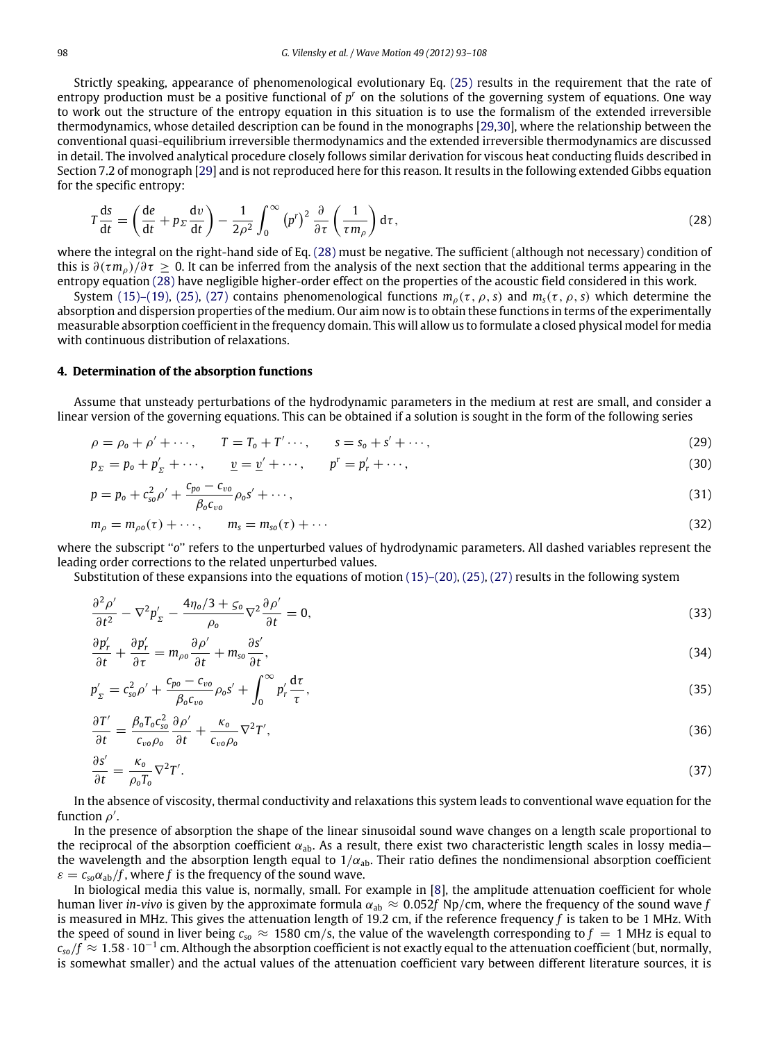Strictly speaking, appearance of phenomenological evolutionary Eq. (25) results in the requirement that the rate of entropy production must be a positive functional of $p^r$ on the solutions of the governing system of equations. One way to work out the structure of the entropy equation in this situation is to use the formalism of the extended irreversible thermodynamics, whose detailed description can be found in the monographs [29,30], where the relationship between the conventional quasi-equilibrium irreversible thermodynamics and the extended irreversible thermodynamics are discussed in detail. The involved analytical procedure closely follows similar derivation for viscous heat conducting fluids described in Section 7.2 of monograph [29] and is not reproduced here for this reason. It results in the following extended Gibbs equation for the specific entropy:

$$T\frac{\mathrm{d}s}{\mathrm{d}t} = \left(\frac{\mathrm{d}e}{\mathrm{d}t} + p_\Sigma \frac{\mathrm{d}v}{\mathrm{d}t}\right) - \frac{1}{2\rho^2}\int_0^\infty \left(p^r\right)^2 \frac{\partial}{\partial \tau}\left(\frac{1}{\tau m_\rho}\right)\mathrm{d}\tau, \tag{28}$$

where the integral on the right-hand side of Eq. (28) must be negative. The sufficient (although not necessary) condition of this is $\partial(\tau m_\rho)/\partial\tau \geq 0$. It can be inferred from the analysis of the next section that the additional terms appearing in the entropy equation (28) have negligible higher-order effect on the properties of the acoustic field considered in this work.

System (15)–(19), (25), (27) contains phenomenological functions $m_\rho(\tau, \rho, s)$ and $m_s(\tau, \rho, s)$ which determine the absorption and dispersion properties of the medium. Our aim now is to obtain these functions in terms of the experimentally measurable absorption coefficient in the frequency domain. This will allow us to formulate a closed physical model for media with continuous distribution of relaxations.

## 4. Determination of the absorption functions

Assume that unsteady perturbations of the hydrodynamic parameters in the medium at rest are small, and consider a linear version of the governing equations. This can be obtained if a solution is sought in the form of the following series

$$\rho = \rho_o + \rho' + \cdots, \qquad T = T_o + T' \cdots, \qquad s = s_o + s' + \cdots, \tag{29}$$

$$p_\Sigma = p_o + p'_\Sigma + \cdots, \qquad \underline{v} = \underline{v}' + \cdots, \qquad p^r = p'_r + \cdots, \tag{30}$$

$$p = p_o + c_{so}^2 \rho' + \frac{c_{po} - c_{vo}}{\beta_o c_{vo}}\rho_o s' + \cdots, \tag{31}$$

$$m_\rho = m_{\rho o}(\tau) + \cdots, \qquad m_s = m_{so}(\tau) + \cdots \tag{32}$$

where the subscript "o" refers to the unperturbed values of hydrodynamic parameters. All dashed variables represent the leading order corrections to the related unperturbed values.

Substitution of these expansions into the equations of motion (15)–(20), (25), (27) results in the following system

$$\frac{\partial^2 \rho'}{\partial t^2} - \nabla^2 p'_\Sigma - \frac{4\eta_o/3 + \varsigma_o}{\rho_o}\nabla^2 \frac{\partial \rho'}{\partial t} = 0, \tag{33}$$

$$\frac{\partial p'_r}{\partial t} + \frac{\partial p'_r}{\partial \tau} = m_{\rho o}\frac{\partial \rho'}{\partial t} + m_{so}\frac{\partial s'}{\partial t}, \tag{34}$$

$$p'_\Sigma = c_{so}^2 \rho' + \frac{c_{po} - c_{vo}}{\beta_o c_{vo}}\rho_o s' + \int_0^\infty p'_r \frac{\mathrm{d}\tau}{\tau}, \tag{35}$$

$$\frac{\partial T'}{\partial t} = \frac{\beta_o T_o c_{so}^2}{c_{vo}\rho_o}\frac{\partial \rho'}{\partial t} + \frac{\kappa_o}{c_{vo}\rho_o}\nabla^2 T', \tag{36}$$

$$\frac{\partial s'}{\partial t} = \frac{\kappa_o}{\rho_o T_o}\nabla^2 T'. \tag{37}$$

In the absence of viscosity, thermal conductivity and relaxations this system leads to conventional wave equation for the function $\rho'$.

In the presence of absorption the shape of the linear sinusoidal sound wave changes on a length scale proportional to the reciprocal of the absorption coefficient $\alpha_{\mathrm{ab}}$. As a result, there exist two characteristic length scales in lossy media—the wavelength and the absorption length equal to $1/\alpha_{\mathrm{ab}}$. Their ratio defines the nondimensional absorption coefficient $\varepsilon = c_{so}\alpha_{\mathrm{ab}}/f$, where $f$ is the frequency of the sound wave.

In biological media this value is, normally, small. For example in [8], the amplitude attenuation coefficient for whole human liver *in-vivo* is given by the approximate formula $\alpha_{\mathrm{ab}} \approx 0.052f$ Np/cm, where the frequency of the sound wave $f$ is measured in MHz. This gives the attenuation length of 19.2 cm, if the reference frequency $f$ is taken to be 1 MHz. With the speed of sound in liver being $c_{so} \approx 1580$ cm/s, the value of the wavelength corresponding to $f = 1$ MHz is equal to $c_{so}/f \approx 1.58 \cdot 10^{-1}$ cm. Although the absorption coefficient is not exactly equal to the attenuation coefficient (but, normally, is somewhat smaller) and the actual values of the attenuation coefficient vary between different literature sources, it is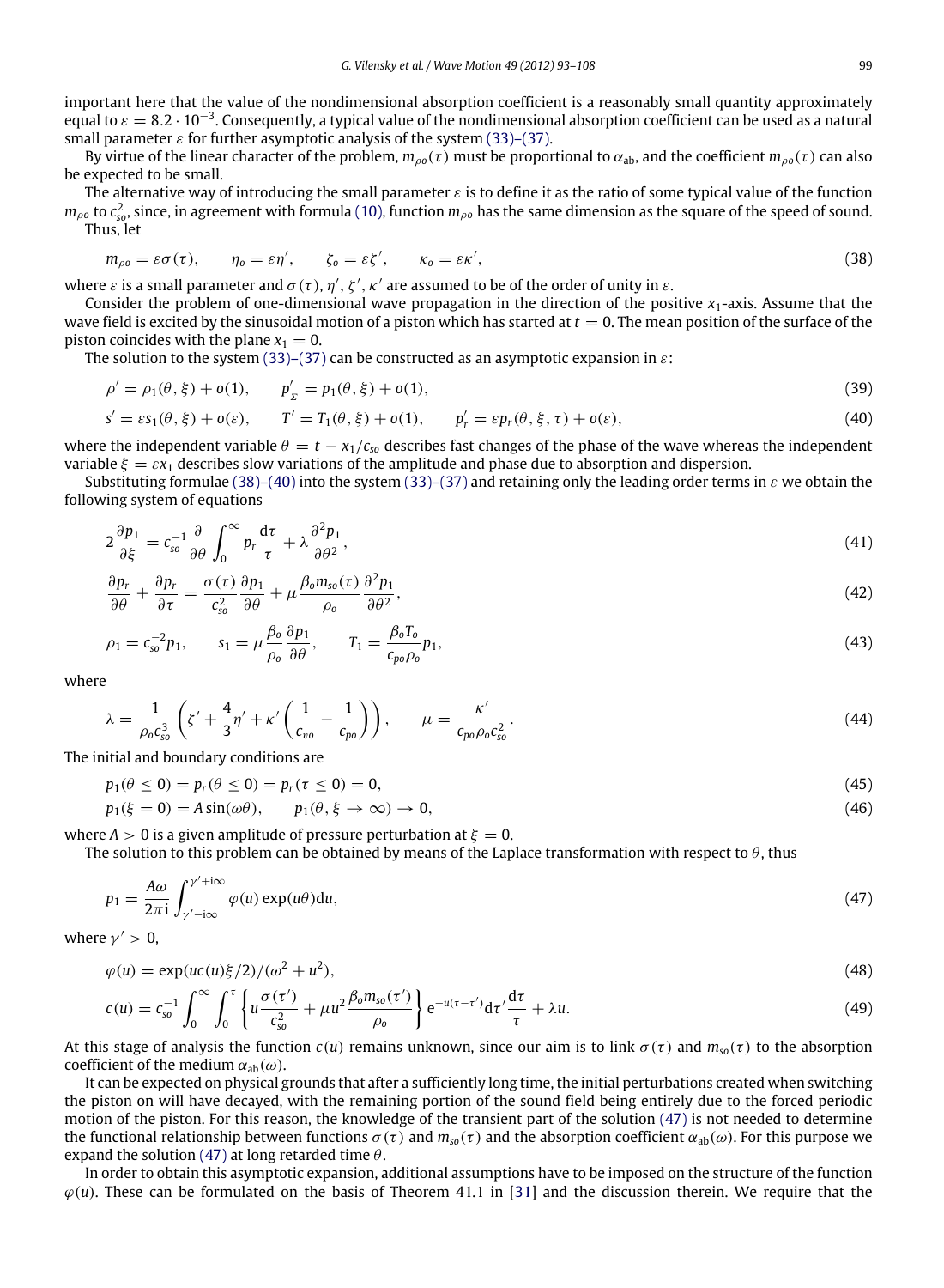important here that the value of the nondimensional absorption coefficient is a reasonably small quantity approximately equal to $\varepsilon = 8.2 \cdot 10^{-3}$. Consequently, a typical value of the nondimensional absorption coefficient can be used as a natural small parameter $\varepsilon$ for further asymptotic analysis of the system (33)–(37).

By virtue of the linear character of the problem, $m_{\rho o}(\tau)$ must be proportional to $\alpha_{ab}$, and the coefficient $m_{\rho o}(\tau)$ can also be expected to be small.

The alternative way of introducing the small parameter $\varepsilon$ is to define it as the ratio of some typical value of the function $m_{\rho o}$ to $c_{so}^2$, since, in agreement with formula (10), function $m_{\rho o}$ has the same dimension as the square of the speed of sound.

Thus, let

$$m_{\rho o} = \varepsilon\sigma(\tau), \qquad \eta_o = \varepsilon\eta', \qquad \zeta_o = \varepsilon\zeta', \qquad \kappa_o = \varepsilon\kappa', \tag{38}$$

where $\varepsilon$ is a small parameter and $\sigma(\tau)$, $\eta'$, $\zeta'$, $\kappa'$ are assumed to be of the order of unity in $\varepsilon$.

Consider the problem of one-dimensional wave propagation in the direction of the positive $x_1$-axis. Assume that the wave field is excited by the sinusoidal motion of a piston which has started at $t = 0$. The mean position of the surface of the piston coincides with the plane $x_1 = 0$.

The solution to the system (33)–(37) can be constructed as an asymptotic expansion in $\varepsilon$:

$$\rho' = \rho_1(\theta, \xi) + o(1), \qquad p'_\Sigma = p_1(\theta, \xi) + o(1), \tag{39}$$

$$s' = \varepsilon s_1(\theta, \xi) + o(\varepsilon), \qquad T' = T_1(\theta, \xi) + o(1), \qquad p'_r = \varepsilon p_r(\theta, \xi, \tau) + o(\varepsilon), \tag{40}$$

where the independent variable $\theta = t - x_1/c_{so}$ describes fast changes of the phase of the wave whereas the independent variable $\xi = \varepsilon x_1$ describes slow variations of the amplitude and phase due to absorption and dispersion.

Substituting formulae (38)–(40) into the system (33)–(37) and retaining only the leading order terms in $\varepsilon$ we obtain the following system of equations

$$2\frac{\partial p_1}{\partial \xi} = c_{so}^{-1}\frac{\partial}{\partial \theta}\int_0^\infty p_r \frac{d\tau}{\tau} + \lambda\frac{\partial^2 p_1}{\partial \theta^2}, \tag{41}$$

$$\frac{\partial p_r}{\partial \theta} + \frac{\partial p_r}{\partial \tau} = \frac{\sigma(\tau)}{c_{so}^2}\frac{\partial p_1}{\partial \theta} + \mu\frac{\beta_o m_{so}(\tau)}{\rho_o}\frac{\partial^2 p_1}{\partial \theta^2}, \tag{42}$$

$$\rho_1 = c_{so}^{-2} p_1, \qquad s_1 = \mu\frac{\beta_o}{\rho_o}\frac{\partial p_1}{\partial \theta}, \qquad T_1 = \frac{\beta_o T_o}{c_{po}\rho_o} p_1, \tag{43}$$

where

$$\lambda = \frac{1}{\rho_o c_{so}^3}\left(\zeta' + \frac{4}{3}\eta' + \kappa'\left(\frac{1}{c_{vo}} - \frac{1}{c_{po}}\right)\right), \qquad \mu = \frac{\kappa'}{c_{po}\rho_o c_{so}^2}. \tag{44}$$

The initial and boundary conditions are

$$p_1(\theta \le 0) = p_r(\theta \le 0) = p_r(\tau \le 0) = 0, \tag{45}$$

$$p_1(\xi = 0) = A\sin(\omega\theta), \qquad p_1(\theta, \xi \to \infty) \to 0, \tag{46}$$

where $A > 0$ is a given amplitude of pressure perturbation at $\xi = 0$.

The solution to this problem can be obtained by means of the Laplace transformation with respect to $\theta$, thus

$$p_1 = \frac{A\omega}{2\pi \mathrm{i}}\int_{\gamma' - \mathrm{i}\infty}^{\gamma' + \mathrm{i}\infty} \varphi(u)\exp(u\theta)du, \tag{47}$$

where $\gamma' > 0$,

$$\varphi(u) = \exp(uc(u)\xi/2)/(\omega^2 + u^2), \tag{48}$$

$$c(u) = c_{so}^{-1}\int_0^\infty \int_0^\tau \left\{u\frac{\sigma(\tau')}{c_{so}^2} + \mu u^2 \frac{\beta_o m_{so}(\tau')}{\rho_o}\right\} \mathrm{e}^{-u(\tau - \tau')}d\tau' \frac{d\tau}{\tau} + \lambda u. \tag{49}$$

At this stage of analysis the function $c(u)$ remains unknown, since our aim is to link $\sigma(\tau)$ and $m_{so}(\tau)$ to the absorption coefficient of the medium $\alpha_{ab}(\omega)$.

It can be expected on physical grounds that after a sufficiently long time, the initial perturbations created when switching the piston on will have decayed, with the remaining portion of the sound field being entirely due to the forced periodic motion of the piston. For this reason, the knowledge of the transient part of the solution (47) is not needed to determine the functional relationship between functions $\sigma(\tau)$ and $m_{so}(\tau)$ and the absorption coefficient $\alpha_{ab}(\omega)$. For this purpose we expand the solution (47) at long retarded time $\theta$.

In order to obtain this asymptotic expansion, additional assumptions have to be imposed on the structure of the function $\varphi(u)$. These can be formulated on the basis of Theorem 41.1 in [31] and the discussion therein. We require that the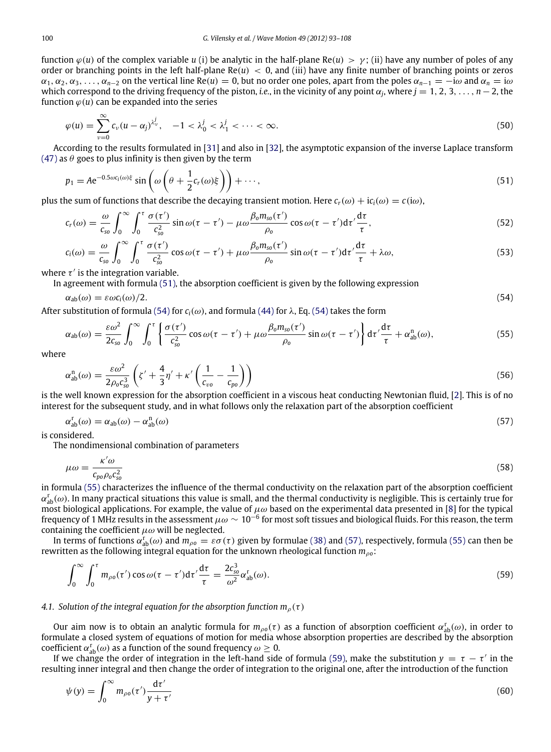function $\varphi(u)$ of the complex variable $u$ (i) be analytic in the half-plane $\mathrm{Re}(u) > \gamma$; (ii) have any number of poles of any order or branching points in the left half-plane $\mathrm{Re}(u) < 0$, and (iii) have any finite number of branching points or zeros $\alpha_1, \alpha_2, \alpha_3, \ldots, \alpha_{n-2}$ on the vertical line $\mathrm{Re}(u) = 0$, but no order one poles, apart from the poles $\alpha_{n-1} = -\mathrm{i}\omega$ and $\alpha_n = \mathrm{i}\omega$ which correspond to the driving frequency of the piston, *i.e.*, in the vicinity of any point $\alpha_j$, where $j = 1, 2, 3, \ldots, n-2$, the function $\varphi(u)$ can be expanded into the series

$$\varphi(u) = \sum_{\nu=0}^{\infty} c_\nu (u - \alpha_j)^{\lambda_\nu^j}, \quad -1 < \lambda_0^j < \lambda_1^j < \cdots < \infty. \tag{50}$$

According to the results formulated in [31] and also in [32], the asymptotic expansion of the inverse Laplace transform (47) as $\theta$ goes to plus infinity is then given by the term

$$p_1 = A e^{-0.5\omega c_i(\omega)\xi} \sin\left(\omega\left(\theta + \frac{1}{2}c_r(\omega)\xi\right)\right) + \cdots, \tag{51}$$

plus the sum of functions that describe the decaying transient motion. Here $c_r(\omega) + \mathrm{i}c_i(\omega) = c(\mathrm{i}\omega)$,

$$c_r(\omega) = \frac{\omega}{c_{so}} \int_0^\infty \int_0^\tau \frac{\sigma(\tau')}{c_{so}^2} \sin\omega(\tau - \tau') - \mu\omega \frac{\beta_o m_{so}(\tau')}{\rho_o} \cos\omega(\tau - \tau') \mathrm{d}\tau' \frac{\mathrm{d}\tau}{\tau}, \tag{52}$$

$$c_i(\omega) = \frac{\omega}{c_{so}} \int_0^\infty \int_0^\tau \frac{\sigma(\tau')}{c_{so}^2} \cos\omega(\tau - \tau') + \mu\omega \frac{\beta_o m_{so}(\tau')}{\rho_o} \sin\omega(\tau - \tau') \mathrm{d}\tau' \frac{\mathrm{d}\tau}{\tau} + \lambda\omega, \tag{53}$$

where $\tau'$ is the integration variable.

In agreement with formula (51), the absorption coefficient is given by the following expression

$$\alpha_{\mathrm{ab}}(\omega) = \varepsilon\omega c_i(\omega)/2. \tag{54}$$

After substitution of formula (54) for $c_i(\omega)$, and formula (44) for $\lambda$, Eq. (54) takes the form

$$\alpha_{\mathrm{ab}}(\omega) = \frac{\varepsilon\omega^2}{2c_{so}} \int_0^\infty \int_0^\tau \left\{ \frac{\sigma(\tau')}{c_{so}^2} \cos\omega(\tau - \tau') + \mu\omega \frac{\beta_o m_{so}(\tau')}{\rho_o} \sin\omega(\tau - \tau') \right\} \mathrm{d}\tau' \frac{\mathrm{d}\tau}{\tau} + \alpha_{\mathrm{ab}}^{\mathrm{n}}(\omega), \tag{55}$$

where

$$\alpha_{\mathrm{ab}}^{\mathrm{n}}(\omega) = \frac{\varepsilon\omega^2}{2\rho_o c_{so}^3} \left( \zeta' + \frac{4}{3}\eta' + \kappa' \left( \frac{1}{c_{vo}} - \frac{1}{c_{po}} \right) \right) \tag{56}$$

is the well known expression for the absorption coefficient in a viscous heat conducting Newtonian fluid, [2]. This is of no interest for the subsequent study, and in what follows only the relaxation part of the absorption coefficient

$$\alpha_{\mathrm{ab}}^{\mathrm{r}}(\omega) = \alpha_{\mathrm{ab}}(\omega) - \alpha_{\mathrm{ab}}^{\mathrm{n}}(\omega) \tag{57}$$

is considered.

The nondimensional combination of parameters

$$\mu\omega = \frac{\kappa'\omega}{c_{po}\rho_o c_{so}^2} \tag{58}$$

in formula (55) characterizes the influence of the thermal conductivity on the relaxation part of the absorption coefficient $\alpha_{\mathrm{ab}}^{\mathrm{r}}(\omega)$. In many practical situations this value is small, and the thermal conductivity is negligible. This is certainly true for most biological applications. For example, the value of $\mu\omega$ based on the experimental data presented in [8] for the typical frequency of 1 MHz results in the assessment $\mu\omega \sim 10^{-6}$ for most soft tissues and biological fluids. For this reason, the term containing the coefficient $\mu\omega$ will be neglected.

In terms of functions $\alpha_{\mathrm{ab}}^{\mathrm{r}}(\omega)$ and $m_{\rho o} = \varepsilon\sigma(\tau)$ given by formulae (38) and (57), respectively, formula (55) can then be rewritten as the following integral equation for the unknown rheological function $m_{\rho o}$:

$$\int_0^\infty \int_0^\tau m_{\rho o}(\tau') \cos\omega(\tau - \tau') \mathrm{d}\tau' \frac{\mathrm{d}\tau}{\tau} = \frac{2c_{so}^3}{\omega^2} \alpha_{\mathrm{ab}}^{\mathrm{r}}(\omega). \tag{59}$$

### *4.1. Solution of the integral equation for the absorption function $m_\rho(\tau)$*

Our aim now is to obtain an analytic formula for $m_{\rho o}(\tau)$ as a function of absorption coefficient $\alpha_{\mathrm{ab}}^{\mathrm{r}}(\omega)$, in order to formulate a closed system of equations of motion for media whose absorption properties are described by the absorption coefficient $\alpha_{\mathrm{ab}}^{\mathrm{r}}(\omega)$ as a function of the sound frequency $\omega \geq 0$.

If we change the order of integration in the left-hand side of formula (59), make the substitution $y = \tau - \tau'$ in the resulting inner integral and then change the order of integration to the original one, after the introduction of the function

$$\psi(y) = \int_0^\infty m_{\rho o}(\tau') \frac{\mathrm{d}\tau'}{y + \tau'} \tag{60}$$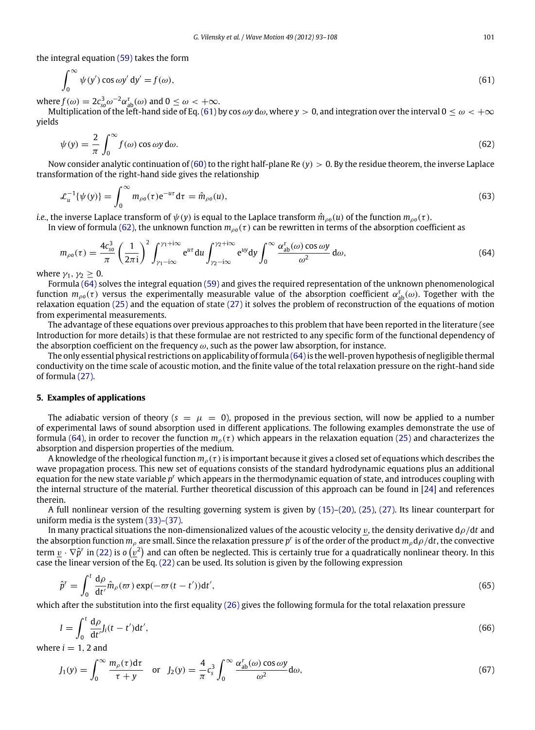the integral equation (59) takes the form

$$\int_0^\infty \psi(y') \cos \omega y' \, dy' = f(\omega), \tag{61}$$

where $f(\omega) = 2c_{so}^3 \omega^{-2} \alpha_{ab}^r(\omega)$ and $0 \le \omega < +\infty$.

Multiplication of the left-hand side of Eq. (61) by $\cos \omega y \, d\omega$, where $y > 0$, and integration over the interval $0 \le \omega < +\infty$ yields

$$\psi(y) = \frac{2}{\pi} \int_0^\infty f(\omega) \cos \omega y \, d\omega. \tag{62}$$

Now consider analytic continuation of (60) to the right half-plane Re $(y) > 0$. By the residue theorem, the inverse Laplace transformation of the right-hand side gives the relationship

$$\mathcal{L}_u^{-1}\{\psi(y)\} = \int_0^\infty m_{\rho o}(\tau) e^{-u\tau} d\tau = \hat{m}_{\rho o}(u), \tag{63}$$

*i.e.*, the inverse Laplace transform of $\psi(y)$ is equal to the Laplace transform $\hat{m}_{\rho o}(u)$ of the function $m_{\rho o}(\tau)$.

In view of formula (62), the unknown function $m_{\rho o}(\tau)$ can be rewritten in terms of the absorption coefficient as

$$m_{\rho o}(\tau) = \frac{4c_{so}^3}{\pi} \left(\frac{1}{2\pi i}\right)^2 \int_{\gamma_1 - i\infty}^{\gamma_1 + i\infty} e^{u\tau} du \int_{\gamma_2 - i\infty}^{\gamma_2 + i\infty} e^{uy} dy \int_0^\infty \frac{\alpha_{ab}^r(\omega) \cos \omega y}{\omega^2} d\omega, \tag{64}$$

where $\gamma_1, \gamma_2 \ge 0$.

Formula (64) solves the integral equation (59) and gives the required representation of the unknown phenomenological function $m_{\rho o}(\tau)$ versus the experimentally measurable value of the absorption coefficient $\alpha_{ab}^r(\omega)$. Together with the relaxation equation (25) and the equation of state (27) it solves the problem of reconstruction of the equations of motion from experimental measurements.

The advantage of these equations over previous approaches to this problem that have been reported in the literature (see Introduction for more details) is that these formulae are not restricted to any specific form of the functional dependency of the absorption coefficient on the frequency $\omega$, such as the power law absorption, for instance.

The only essential physical restrictions on applicability of formula (64) is the well-proven hypothesis of negligible thermal conductivity on the time scale of acoustic motion, and the finite value of the total relaxation pressure on the right-hand side of formula (27).

## 5. Examples of applications

The adiabatic version of theory ($s = \mu = 0$), proposed in the previous section, will now be applied to a number of experimental laws of sound absorption used in different applications. The following examples demonstrate the use of formula (64), in order to recover the function $m_\rho(\tau)$ which appears in the relaxation equation (25) and characterizes the absorption and dispersion properties of the medium.

A knowledge of the rheological function $m_\rho(\tau)$ is important because it gives a closed set of equations which describes the wave propagation process. This new set of equations consists of the standard hydrodynamic equations plus an additional equation for the new state variable $p^r$ which appears in the thermodynamic equation of state, and introduces coupling with the internal structure of the material. Further theoretical discussion of this approach can be found in [24] and references therein.

A full nonlinear version of the resulting governing system is given by (15)–(20), (25), (27). Its linear counterpart for uniform media is the system (33)–(37).

In many practical situations the non-dimensionalized values of the acoustic velocity $\underline{v}$, the density derivative $d\rho/dt$ and the absorption function $m_\rho$ are small. Since the relaxation pressure $p^r$ is of the order of the product $m_\rho d\rho/dt$, the convective term $\underline{v} \cdot \nabla \hat{p}^r$ in (22) is $o\left(\underline{v}^2\right)$ and can often be neglected. This is certainly true for a quadratically nonlinear theory. In this case the linear version of the Eq. (22) can be used. Its solution is given by the following expression

$$\hat{p}^r = \int_0^t \frac{d\rho}{dt'} \hat{m}_\rho(\varpi) \exp(-\varpi(t - t')) dt', \tag{65}$$

which after the substitution into the first equality (26) gives the following formula for the total relaxation pressure

$$I = \int_0^t \frac{d\rho}{dt'} J_i(t - t') dt', \tag{66}$$

where $i = 1, 2$ and

$$J_1(y) = \int_0^\infty \frac{m_\rho(\tau) d\tau}{\tau + y} \quad \text{or} \quad J_2(y) = \frac{4}{\pi} c_s^3 \int_0^\infty \frac{\alpha_{ab}^r(\omega) \cos \omega y}{\omega^2} d\omega, \tag{67}$$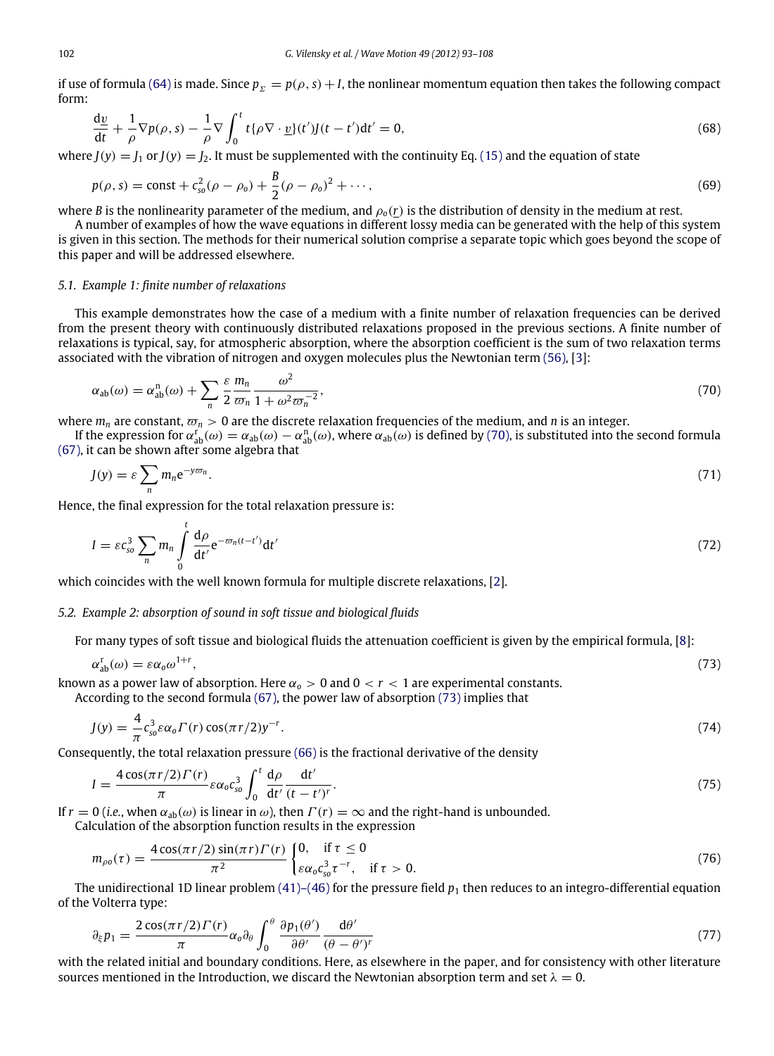if use of formula (64) is made. Since $p_\Sigma = p(\rho, s) + I$, the nonlinear momentum equation then takes the following compact form:

$$\frac{\mathrm{d}\underline{v}}{\mathrm{d}t} + \frac{1}{\rho}\nabla p(\rho, s) - \frac{1}{\rho}\nabla \int_0^t t\{\rho \nabla \cdot \underline{v}\}(t')J(t - t')\mathrm{d}t' = 0, \tag{68}$$

where $J(y) = J_1$ or $J(y) = J_2$. It must be supplemented with the continuity Eq. (15) and the equation of state

$$p(\rho, s) = \mathrm{const} + c_{so}^2(\rho - \rho_o) + \frac{B}{2}(\rho - \rho_o)^2 + \cdots, \tag{69}$$

where $B$ is the nonlinearity parameter of the medium, and $\rho_o(\underline{r})$ is the distribution of density in the medium at rest.

A number of examples of how the wave equations in different lossy media can be generated with the help of this system is given in this section. The methods for their numerical solution comprise a separate topic which goes beyond the scope of this paper and will be addressed elsewhere.

### 5.1. Example 1: finite number of relaxations

This example demonstrates how the case of a medium with a finite number of relaxation frequencies can be derived from the present theory with continuously distributed relaxations proposed in the previous sections. A finite number of relaxations is typical, say, for atmospheric absorption, where the absorption coefficient is the sum of two relaxation terms associated with the vibration of nitrogen and oxygen molecules plus the Newtonian term (56), [3]:

$$\alpha_{\mathrm{ab}}(\omega) = \alpha_{\mathrm{ab}}^{\mathrm{n}}(\omega) + \sum_n \frac{\varepsilon}{2}\frac{m_n}{\varpi_n}\frac{\omega^2}{1 + \omega^2\varpi_n^{-2}}, \tag{70}$$

where $m_n$ are constant, $\varpi_n > 0$ are the discrete relaxation frequencies of the medium, and $n$ is an integer.

If the expression for $\alpha_{\mathrm{ab}}^{\mathrm{r}}(\omega) = \alpha_{\mathrm{ab}}(\omega) - \alpha_{\mathrm{ab}}^{\mathrm{n}}(\omega)$, where $\alpha_{\mathrm{ab}}(\omega)$ is defined by (70), is substituted into the second formula (67), it can be shown after some algebra that

$$J(y) = \varepsilon \sum_n m_n \mathrm{e}^{-y\varpi_n}. \tag{71}$$

Hence, the final expression for the total relaxation pressure is:

$$I = \varepsilon c_{so}^3 \sum_n m_n \int_0^t \frac{\mathrm{d}\rho}{\mathrm{d}t'}\mathrm{e}^{-\varpi_n(t-t')}\mathrm{d}t' \tag{72}$$

which coincides with the well known formula for multiple discrete relaxations, [2].

### 5.2. Example 2: absorption of sound in soft tissue and biological fluids

For many types of soft tissue and biological fluids the attenuation coefficient is given by the empirical formula, [8]:

$$\alpha_{\mathrm{ab}}^{\mathrm{r}}(\omega) = \varepsilon\alpha_o\omega^{1+r}, \tag{73}$$

known as a power law of absorption. Here $\alpha_o > 0$ and $0 < r < 1$ are experimental constants.

According to the second formula (67), the power law of absorption (73) implies that

$$J(y) = \frac{4}{\pi}c_{so}^3\varepsilon\alpha_o\Gamma(r)\cos(\pi r/2)y^{-r}. \tag{74}$$

Consequently, the total relaxation pressure (66) is the fractional derivative of the density

$$I = \frac{4\cos(\pi r/2)\Gamma(r)}{\pi}\varepsilon\alpha_o c_{so}^3 \int_0^t \frac{\mathrm{d}\rho}{\mathrm{d}t'}\frac{\mathrm{d}t'}{(t - t')^r}. \tag{75}$$

If $r = 0$ (*i.e.*, when $\alpha_{\mathrm{ab}}(\omega)$ is linear in $\omega$), then $\Gamma(r) = \infty$ and the right-hand is unbounded.

Calculation of the absorption function results in the expression

$$m_{\rho o}(\tau) = \frac{4\cos(\pi r/2)\sin(\pi r)\Gamma(r)}{\pi^2}\begin{cases} 0, & \text{if } \tau \le 0 \\ \varepsilon\alpha_o c_{so}^3\tau^{-r}, & \text{if } \tau > 0. \end{cases} \tag{76}$$

The unidirectional 1D linear problem (41)–(46) for the pressure field $p_1$ then reduces to an integro-differential equation of the Volterra type:

$$\partial_\xi p_1 = \frac{2\cos(\pi r/2)\Gamma(r)}{\pi}\alpha_o\partial_\theta \int_0^\theta \frac{\partial p_1(\theta')}{\partial\theta'}\frac{\mathrm{d}\theta'}{(\theta - \theta')^r} \tag{77}$$

with the related initial and boundary conditions. Here, as elsewhere in the paper, and for consistency with other literature sources mentioned in the Introduction, we discard the Newtonian absorption term and set $\lambda = 0$.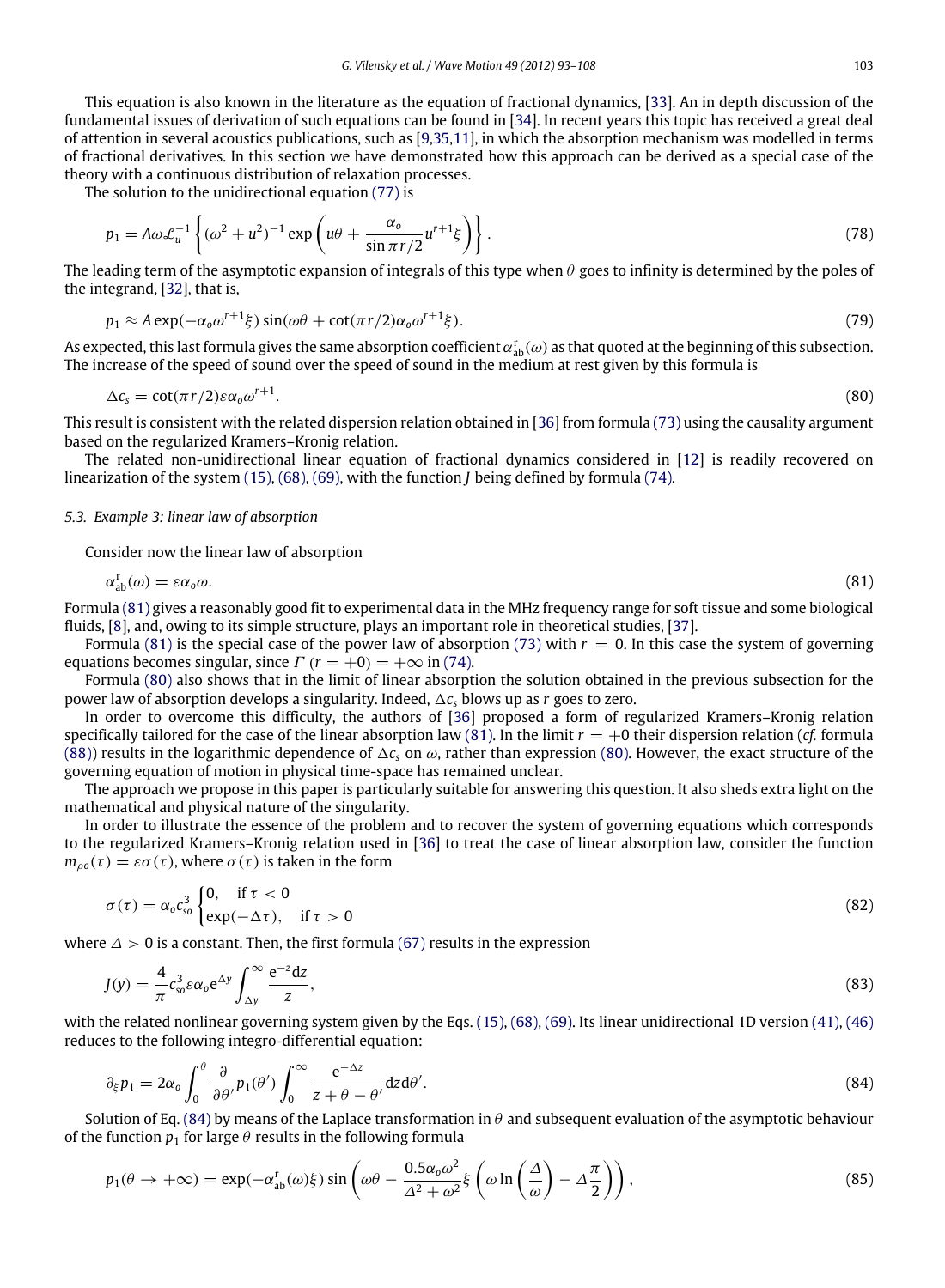This equation is also known in the literature as the equation of fractional dynamics, [33]. An in depth discussion of the fundamental issues of derivation of such equations can be found in [34]. In recent years this topic has received a great deal of attention in several acoustics publications, such as [9,35,11], in which the absorption mechanism was modelled in terms of fractional derivatives. In this section we have demonstrated how this approach can be derived as a special case of the theory with a continuous distribution of relaxation processes.

The solution to the unidirectional equation (77) is

$$p_1 = A\omega \mathcal{L}_u^{-1}\left\{(\omega^2 + u^2)^{-1} \exp\left(u\theta + \frac{\alpha_o}{\sin \pi r/2} u^{r+1}\xi\right)\right\}. \tag{78}$$

The leading term of the asymptotic expansion of integrals of this type when $\theta$ goes to infinity is determined by the poles of the integrand, [32], that is,

$$p_1 \approx A \exp(-\alpha_o \omega^{r+1}\xi) \sin(\omega\theta + \cot(\pi r/2)\alpha_o \omega^{r+1}\xi). \tag{79}$$

As expected, this last formula gives the same absorption coefficient $\alpha_{\text{ab}}^{\text{r}}(\omega)$ as that quoted at the beginning of this subsection. The increase of the speed of sound over the speed of sound in the medium at rest given by this formula is

$$\Delta c_s = \cot(\pi r/2)\varepsilon\alpha_o \omega^{r+1}. \tag{80}$$

This result is consistent with the related dispersion relation obtained in [36] from formula (73) using the causality argument based on the regularized Kramers–Kronig relation.

The related non-unidirectional linear equation of fractional dynamics considered in [12] is readily recovered on linearization of the system (15), (68), (69), with the function $J$ being defined by formula (74).

### 5.3. Example 3: linear law of absorption

Consider now the linear law of absorption

$$\alpha_{\text{ab}}^{\text{r}}(\omega) = \varepsilon\alpha_o\omega. \tag{81}$$

Formula (81) gives a reasonably good fit to experimental data in the MHz frequency range for soft tissue and some biological fluids, [8], and, owing to its simple structure, plays an important role in theoretical studies, [37].

Formula (81) is the special case of the power law of absorption (73) with $r = 0$. In this case the system of governing equations becomes singular, since $\Gamma\ (r = +0) = +\infty$ in (74).

Formula (80) also shows that in the limit of linear absorption the solution obtained in the previous subsection for the power law of absorption develops a singularity. Indeed, $\Delta c_s$ blows up as $r$ goes to zero.

In order to overcome this difficulty, the authors of [36] proposed a form of regularized Kramers–Kronig relation specifically tailored for the case of the linear absorption law (81). In the limit $r = +0$ their dispersion relation (*cf.* formula (88)) results in the logarithmic dependence of $\Delta c_s$ on $\omega$, rather than expression (80). However, the exact structure of the governing equation of motion in physical time-space has remained unclear.

The approach we propose in this paper is particularly suitable for answering this question. It also sheds extra light on the mathematical and physical nature of the singularity.

In order to illustrate the essence of the problem and to recover the system of governing equations which corresponds to the regularized Kramers–Kronig relation used in [36] to treat the case of linear absorption law, consider the function $m_{\rho o}(\tau) = \varepsilon\sigma(\tau)$, where $\sigma(\tau)$ is taken in the form

$$\sigma(\tau) = \alpha_o c_{so}^3 \begin{cases} 0, & \text{if } \tau < 0 \\ \exp(-\Delta\tau), & \text{if } \tau > 0 \end{cases} \tag{82}$$

where $\Delta > 0$ is a constant. Then, the first formula (67) results in the expression

$$J(y) = \frac{4}{\pi} c_{so}^3 \varepsilon\alpha_o \mathrm{e}^{\Delta y} \int_{\Delta y}^{\infty} \frac{\mathrm{e}^{-z}\mathrm{d}z}{z}, \tag{83}$$

with the related nonlinear governing system given by the Eqs. (15), (68), (69). Its linear unidirectional 1D version (41), (46) reduces to the following integro-differential equation:

$$\partial_\xi p_1 = 2\alpha_o \int_0^\theta \frac{\partial}{\partial\theta'} p_1(\theta') \int_0^\infty \frac{\mathrm{e}^{-\Delta z}}{z + \theta - \theta'} \mathrm{d}z \mathrm{d}\theta'. \tag{84}$$

Solution of Eq. (84) by means of the Laplace transformation in $\theta$ and subsequent evaluation of the asymptotic behaviour of the function $p_1$ for large $\theta$ results in the following formula

$$p_1(\theta \to +\infty) = \exp(-\alpha_{\text{ab}}^{\text{r}}(\omega)\xi) \sin\left(\omega\theta - \frac{0.5\alpha_o\omega^2}{\Delta^2 + \omega^2}\xi\left(\omega \ln\left(\frac{\Delta}{\omega}\right) - \Delta\frac{\pi}{2}\right)\right), \tag{85}$$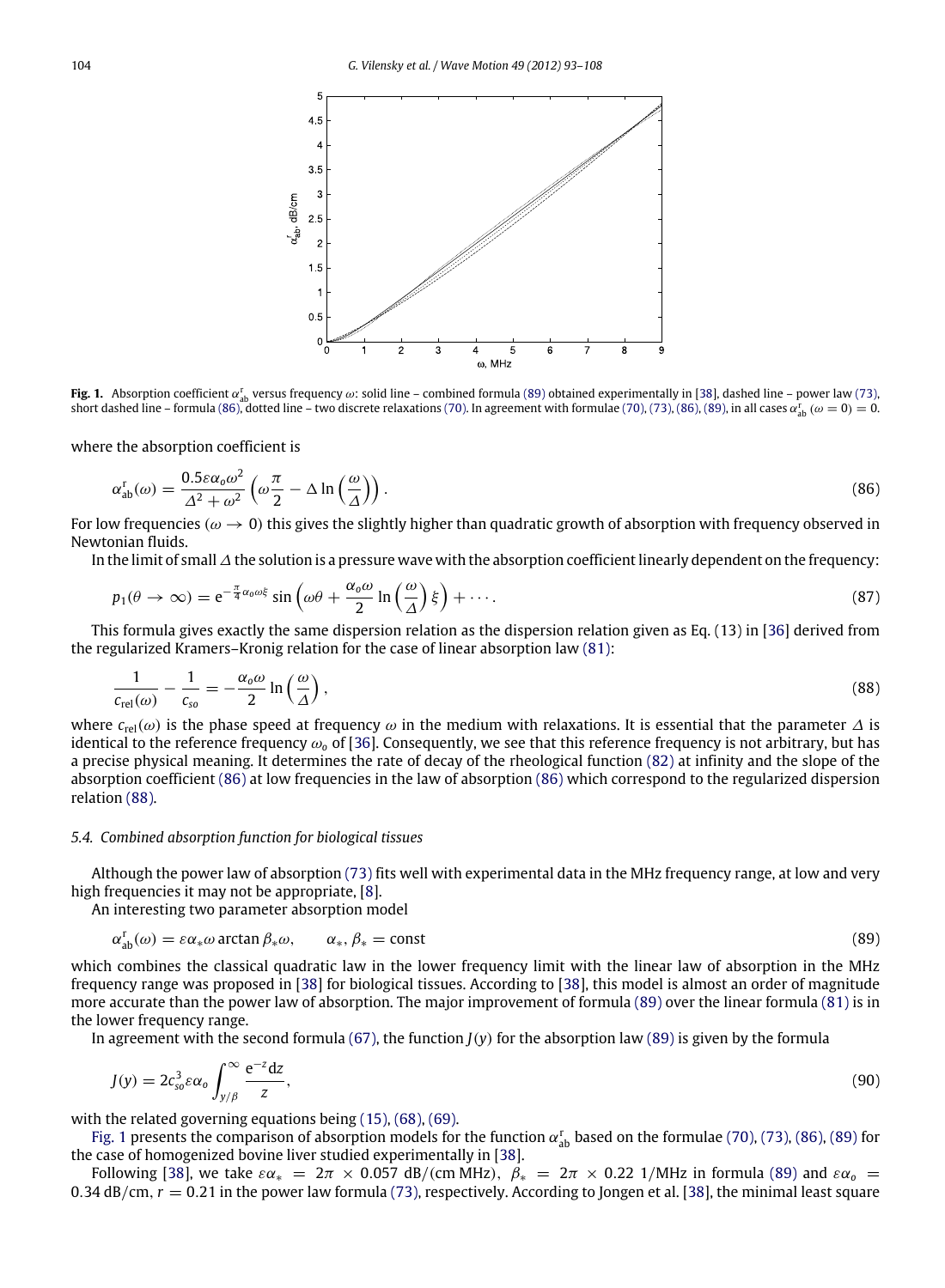**Fig. 1.** Absorption coefficient $\alpha^{r}_{ab}$ versus frequency $\omega$: solid line – combined formula (89) obtained experimentally in [38], dashed line – power law (73), short dashed line – formula (86), dotted line – two discrete relaxations (70). In agreement with formulae (70), (73), (86), (89), in all cases $\alpha^{r}_{ab}(\omega = 0) = 0$.

where the absorption coefficient is

$$\alpha^{r}_{ab}(\omega) = \frac{0.5\varepsilon\alpha_o\omega^2}{\Delta^2 + \omega^2}\left(\omega\frac{\pi}{2} - \Delta \ln\left(\frac{\omega}{\Delta}\right)\right). \tag{86}$$

For low frequencies ($\omega \to 0$) this gives the slightly higher than quadratic growth of absorption with frequency observed in Newtonian fluids.

In the limit of small $\Delta$ the solution is a pressure wave with the absorption coefficient linearly dependent on the frequency:

$$p_1(\theta \to \infty) = e^{-\frac{\pi}{4}\alpha_o\omega\xi} \sin\left(\omega\theta + \frac{\alpha_o\omega}{2}\ln\left(\frac{\omega}{\Delta}\right)\xi\right) + \cdots. \tag{87}$$

This formula gives exactly the same dispersion relation as the dispersion relation given as Eq. (13) in [36] derived from the regularized Kramers–Kronig relation for the case of linear absorption law (81):

$$\frac{1}{c_{rel}(\omega)} - \frac{1}{c_{so}} = -\frac{\alpha_o\omega}{2}\ln\left(\frac{\omega}{\Delta}\right), \tag{88}$$

where $c_{rel}(\omega)$ is the phase speed at frequency $\omega$ in the medium with relaxations. It is essential that the parameter $\Delta$ is identical to the reference frequency $\omega_o$ of [36]. Consequently, we see that this reference frequency is not arbitrary, but has a precise physical meaning. It determines the rate of decay of the rheological function (82) at infinity and the slope of the absorption coefficient (86) at low frequencies in the law of absorption (86) which correspond to the regularized dispersion relation (88).

### 5.4. Combined absorption function for biological tissues

Although the power law of absorption (73) fits well with experimental data in the MHz frequency range, at low and very high frequencies it may not be appropriate, [8].

An interesting two parameter absorption model

$$\alpha^{r}_{ab}(\omega) = \varepsilon\alpha_*\omega \arctan \beta_*\omega, \qquad \alpha_*, \beta_* = \text{const} \tag{89}$$

which combines the classical quadratic law in the lower frequency limit with the linear law of absorption in the MHz frequency range was proposed in [38] for biological tissues. According to [38], this model is almost an order of magnitude more accurate than the power law of absorption. The major improvement of formula (89) over the linear formula (81) is in the lower frequency range.

In agreement with the second formula (67), the function $J(y)$ for the absorption law (89) is given by the formula

$$J(y) = 2c^3_{so}\varepsilon\alpha_o \int_{y/\beta}^{\infty} \frac{e^{-z}dz}{z}, \tag{90}$$

with the related governing equations being (15), (68), (69).

Fig. 1 presents the comparison of absorption models for the function $\alpha^{r}_{ab}$ based on the formulae (70), (73), (86), (89) for the case of homogenized bovine liver studied experimentally in [38].

Following [38], we take $\varepsilon\alpha_* = 2\pi \times 0.057$ dB/(cm MHz), $\beta_* = 2\pi \times 0.22$ 1/MHz in formula (89) and $\varepsilon\alpha_o = 0.34$ dB/cm, $r = 0.21$ in the power law formula (73), respectively. According to Jongen et al. [38], the minimal least square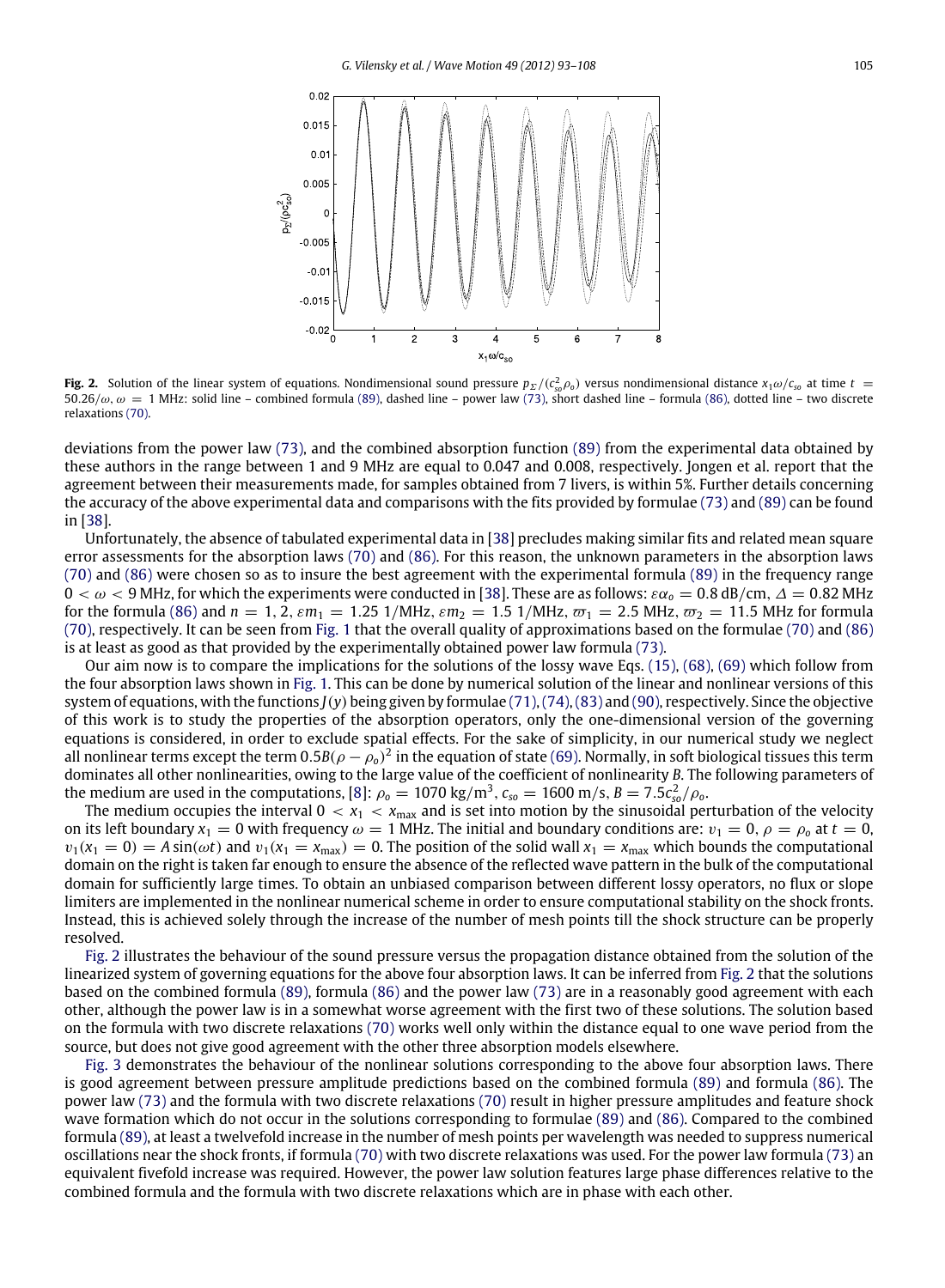**Fig. 2.** Solution of the linear system of equations. Nondimensional sound pressure $p_\Sigma/(c_{so}^2\rho_o)$ versus nondimensional distance $x_1\omega/c_{so}$ at time $t = 50.26/\omega$, $\omega = 1$ MHz: solid line – combined formula (89), dashed line – power law (73), short dashed line – formula (86), dotted line – two discrete relaxations (70).

deviations from the power law (73), and the combined absorption function (89) from the experimental data obtained by these authors in the range between 1 and 9 MHz are equal to 0.047 and 0.008, respectively. Jongen et al. report that the agreement between their measurements made, for samples obtained from 7 livers, is within 5%. Further details concerning the accuracy of the above experimental data and comparisons with the fits provided by formulae (73) and (89) can be found in [38].

Unfortunately, the absence of tabulated experimental data in [38] precludes making similar fits and related mean square error assessments for the absorption laws (70) and (86). For this reason, the unknown parameters in the absorption laws (70) and (86) were chosen so as to insure the best agreement with the experimental formula (89) in the frequency range $0 < \omega < 9$ MHz, for which the experiments were conducted in [38]. These are as follows: $\varepsilon\alpha_o = 0.8$ dB/cm, $\Delta = 0.82$ MHz for the formula (86) and $n = 1, 2$, $\varepsilon m_1 = 1.25$ 1/MHz, $\varepsilon m_2 = 1.5$ 1/MHz, $\varpi_1 = 2.5$ MHz, $\varpi_2 = 11.5$ MHz for formula (70), respectively. It can be seen from Fig. 1 that the overall quality of approximations based on the formulae (70) and (86) is at least as good as that provided by the experimentally obtained power law formula (73).

Our aim now is to compare the implications for the solutions of the lossy wave Eqs. (15), (68), (69) which follow from the four absorption laws shown in Fig. 1. This can be done by numerical solution of the linear and nonlinear versions of this system of equations, with the functions $J(y)$ being given by formulae (71), (74), (83) and (90), respectively. Since the objective of this work is to study the properties of the absorption operators, only the one-dimensional version of the governing equations is considered, in order to exclude spatial effects. For the sake of simplicity, in our numerical study we neglect all nonlinear terms except the term $0.5B(\rho - \rho_o)^2$ in the equation of state (69). Normally, in soft biological tissues this term dominates all other nonlinearities, owing to the large value of the coefficient of nonlinearity $B$. The following parameters of the medium are used in the computations, [8]: $\rho_o = 1070$ kg/m$^3$, $c_{so} = 1600$ m/s, $B = 7.5c_{so}^2/\rho_o$.

The medium occupies the interval $0 < x_1 < x_{\max}$ and is set into motion by the sinusoidal perturbation of the velocity on its left boundary $x_1 = 0$ with frequency $\omega = 1$ MHz. The initial and boundary conditions are: $v_1 = 0$, $\rho = \rho_o$ at $t = 0$, $v_1(x_1 = 0) = A\sin(\omega t)$ and $v_1(x_1 = x_{\max}) = 0$. The position of the solid wall $x_1 = x_{\max}$ which bounds the computational domain on the right is taken far enough to ensure the absence of the reflected wave pattern in the bulk of the computational domain for sufficiently large times. To obtain an unbiased comparison between different lossy operators, no flux or slope limiters are implemented in the nonlinear numerical scheme in order to ensure computational stability on the shock fronts. Instead, this is achieved solely through the increase of the number of mesh points till the shock structure can be properly resolved.

Fig. 2 illustrates the behaviour of the sound pressure versus the propagation distance obtained from the solution of the linearized system of governing equations for the above four absorption laws. It can be inferred from Fig. 2 that the solutions based on the combined formula (89), formula (86) and the power law (73) are in a reasonably good agreement with each other, although the power law is in a somewhat worse agreement with the first two of these solutions. The solution based on the formula with two discrete relaxations (70) works well only within the distance equal to one wave period from the source, but does not give good agreement with the other three absorption models elsewhere.

Fig. 3 demonstrates the behaviour of the nonlinear solutions corresponding to the above four absorption laws. There is good agreement between pressure amplitude predictions based on the combined formula (89) and formula (86). The power law (73) and the formula with two discrete relaxations (70) result in higher pressure amplitudes and feature shock wave formation which do not occur in the solutions corresponding to formulae (89) and (86). Compared to the combined formula (89), at least a twelvefold increase in the number of mesh points per wavelength was needed to suppress numerical oscillations near the shock fronts, if formula (70) with two discrete relaxations was used. For the power law formula (73) an equivalent fivefold increase was required. However, the power law solution features large phase differences relative to the combined formula and the formula with two discrete relaxations which are in phase with each other.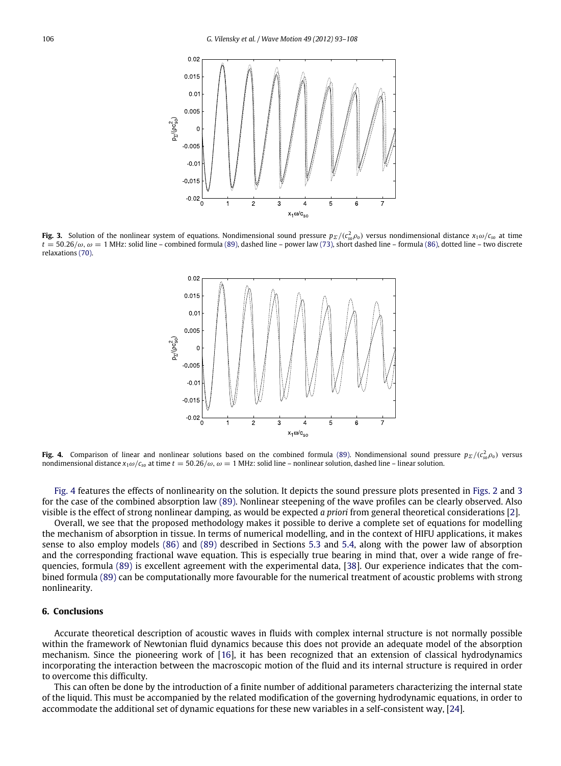**Fig. 3.** Solution of the nonlinear system of equations. Nondimensional sound pressure $p_\Sigma/(c_{so}^2\rho_o)$ versus nondimensional distance $x_1\omega/c_{so}$ at time $t = 50.26/\omega$, $\omega = 1$ MHz: solid line – combined formula (89), dashed line – power law (73), short dashed line – formula (86), dotted line – two discrete relaxations (70).

**Fig. 4.** Comparison of linear and nonlinear solutions based on the combined formula (89). Nondimensional sound pressure $p_\Sigma/(c_{so}^2\rho_o)$ versus nondimensional distance $x_1\omega/c_{so}$ at time $t = 50.26/\omega$, $\omega = 1$ MHz: solid line – nonlinear solution, dashed line – linear solution.

Fig. 4 features the effects of nonlinearity on the solution. It depicts the sound pressure plots presented in Figs. 2 and 3 for the case of the combined absorption law (89). Nonlinear steepening of the wave profiles can be clearly observed. Also visible is the effect of strong nonlinear damping, as would be expected *a priori* from general theoretical considerations [2].

Overall, we see that the proposed methodology makes it possible to derive a complete set of equations for modelling the mechanism of absorption in tissue. In terms of numerical modelling, and in the context of HIFU applications, it makes sense to also employ models (86) and (89) described in Sections 5.3 and 5.4, along with the power law of absorption and the corresponding fractional wave equation. This is especially true bearing in mind that, over a wide range of frequencies, formula (89) is excellent agreement with the experimental data, [38]. Our experience indicates that the combined formula (89) can be computationally more favourable for the numerical treatment of acoustic problems with strong nonlinearity.

## 6. Conclusions

Accurate theoretical description of acoustic waves in fluids with complex internal structure is not normally possible within the framework of Newtonian fluid dynamics because this does not provide an adequate model of the absorption mechanism. Since the pioneering work of [16], it has been recognized that an extension of classical hydrodynamics incorporating the interaction between the macroscopic motion of the fluid and its internal structure is required in order to overcome this difficulty.

This can often be done by the introduction of a finite number of additional parameters characterizing the internal state of the liquid. This must be accompanied by the related modification of the governing hydrodynamic equations, in order to accommodate the additional set of dynamic equations for these new variables in a self-consistent way, [24].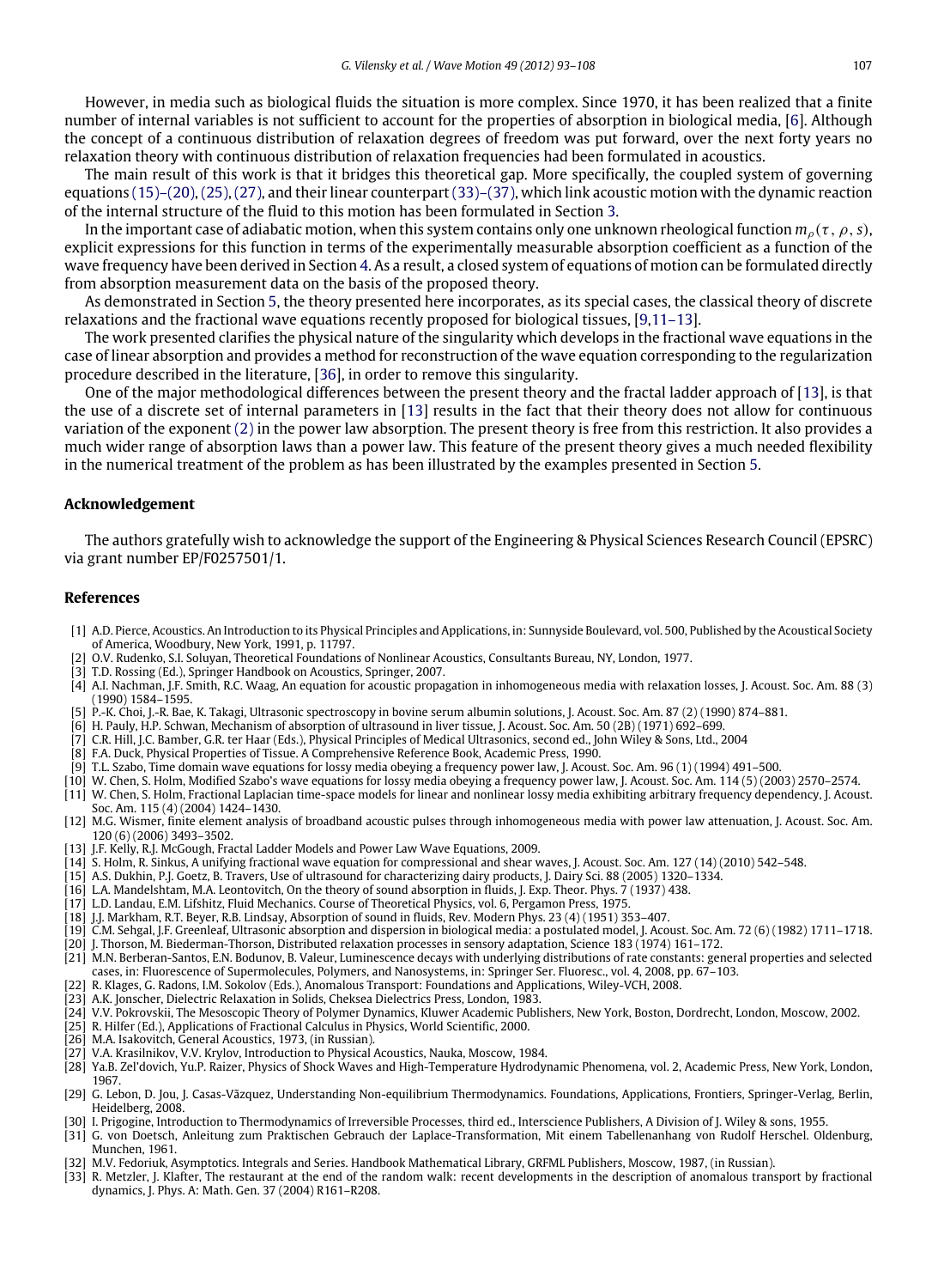However, in media such as biological fluids the situation is more complex. Since 1970, it has been realized that a finite number of internal variables is not sufficient to account for the properties of absorption in biological media, [6]. Although the concept of a continuous distribution of relaxation degrees of freedom was put forward, over the next forty years no relaxation theory with continuous distribution of relaxation frequencies had been formulated in acoustics.

The main result of this work is that it bridges this theoretical gap. More specifically, the coupled system of governing equations (15)–(20), (25), (27), and their linear counterpart (33)–(37), which link acoustic motion with the dynamic reaction of the internal structure of the fluid to this motion has been formulated in Section 3.

In the important case of adiabatic motion, when this system contains only one unknown rheological function $m_\rho(\tau, \rho, s)$, explicit expressions for this function in terms of the experimentally measurable absorption coefficient as a function of the wave frequency have been derived in Section 4. As a result, a closed system of equations of motion can be formulated directly from absorption measurement data on the basis of the proposed theory.

As demonstrated in Section 5, the theory presented here incorporates, as its special cases, the classical theory of discrete relaxations and the fractional wave equations recently proposed for biological tissues, [9,11–13].

The work presented clarifies the physical nature of the singularity which develops in the fractional wave equations in the case of linear absorption and provides a method for reconstruction of the wave equation corresponding to the regularization procedure described in the literature, [36], in order to remove this singularity.

One of the major methodological differences between the present theory and the fractal ladder approach of [13], is that the use of a discrete set of internal parameters in [13] results in the fact that their theory does not allow for continuous variation of the exponent (2) in the power law absorption. The present theory is free from this restriction. It also provides a much wider range of absorption laws than a power law. This feature of the present theory gives a much needed flexibility in the numerical treatment of the problem as has been illustrated by the examples presented in Section 5.

## Acknowledgement

The authors gratefully wish to acknowledge the support of the Engineering & Physical Sciences Research Council (EPSRC) via grant number EP/F0257501/1.

## References

[1] A.D. Pierce, Acoustics. An Introduction to its Physical Principles and Applications, in: Sunnyside Boulevard, vol. 500, Published by the Acoustical Society of America, Woodbury, New York, 1991, p. 11797.
[2] O.V. Rudenko, S.I. Soluyan, Theoretical Foundations of Nonlinear Acoustics, Consultants Bureau, NY, London, 1977.
[3] T.D. Rossing (Ed.), Springer Handbook on Acoustics, Springer, 2007.
[4] A.I. Nachman, J.F. Smith, R.C. Waag, An equation for acoustic propagation in inhomogeneous media with relaxation losses, J. Acoust. Soc. Am. 88 (3) (1990) 1584–1595.
[5] P.-K. Choi, J.-R. Bae, K. Takagi, Ultrasonic spectroscopy in bovine serum albumin solutions, J. Acoust. Soc. Am. 87 (2) (1990) 874–881.
[6] H. Pauly, H.P. Schwan, Mechanism of absorption of ultrasound in liver tissue, J. Acoust. Soc. Am. 50 (2B) (1971) 692–699.
[7] C.R. Hill, J.C. Bamber, G.R. ter Haar (Eds.), Physical Principles of Medical Ultrasonics, second ed., John Wiley & Sons, Ltd., 2004
[8] F.A. Duck, Physical Properties of Tissue. A Comprehensive Reference Book, Academic Press, 1990.
[9] T.L. Szabo, Time domain wave equations for lossy media obeying a frequency power law, J. Acoust. Soc. Am. 96 (1) (1994) 491–500.
[10] W. Chen, S. Holm, Modified Szabo's wave equations for lossy media obeying a frequency power law, J. Acoust. Soc. Am. 114 (5) (2003) 2570–2574.
[11] W. Chen, S. Holm, Fractional Laplacian time-space models for linear and nonlinear lossy media exhibiting arbitrary frequency dependency, J. Acoust. Soc. Am. 115 (4) (2004) 1424–1430.
[12] M.G. Wismer, finite element analysis of broadband acoustic pulses through inhomogeneous media with power law attenuation, J. Acoust. Soc. Am. 120 (6) (2006) 3493–3502.
[13] J.F. Kelly, R.J. McGough, Fractal Ladder Models and Power Law Wave Equations, 2009.
[14] S. Holm, R. Sinkus, A unifying fractional wave equation for compressional and shear waves, J. Acoust. Soc. Am. 127 (14) (2010) 542–548.
[15] A.S. Dukhin, P.J. Goetz, B. Travers, Use of ultrasound for characterizing dairy products, J. Dairy Sci. 88 (2005) 1320–1334.
[16] L.A. Mandelshtam, M.A. Leontovitch, On the theory of sound absorption in fluids, J. Exp. Theor. Phys. 7 (1937) 438.
[17] L.D. Landau, E.M. Lifshitz, Fluid Mechanics. Course of Theoretical Physics, vol. 6, Pergamon Press, 1975.
[18] J.J. Markham, R.T. Beyer, R.B. Lindsay, Absorption of sound in fluids, Rev. Modern Phys. 23 (4) (1951) 353–407.
[19] C.M. Sehgal, J.F. Greenleaf, Ultrasonic absorption and dispersion in biological media: a postulated model, J. Acoust. Soc. Am. 72 (6) (1982) 1711–1718.
[20] J. Thorson, M. Biederman-Thorson, Distributed relaxation processes in sensory adaptation, Science 183 (1974) 161–172.
[21] M.N. Berberan-Santos, E.N. Bodunov, B. Valeur, Luminescence decays with underlying distributions of rate constants: general properties and selected cases, in: Fluorescence of Supermolecules, Polymers, and Nanosystems, in: Springer Ser. Fluoresc., vol. 4, 2008, pp. 67–103.
[22] R. Klages, G. Radons, I.M. Sokolov (Eds.), Anomalous Transport: Foundations and Applications, Wiley-VCH, 2008.
[23] A.K. Jonscher, Dielectric Relaxation in Solids, Cheksea Dielectrics Press, London, 1983.
[24] V.V. Pokrovskii, The Mesoscopic Theory of Polymer Dynamics, Kluwer Academic Publishers, New York, Boston, Dordrecht, London, Moscow, 2002.
[25] R. Hilfer (Ed.), Applications of Fractional Calculus in Physics, World Scientific, 2000.
[26] M.A. Isakovitch, General Acoustics, 1973, (in Russian).
[27] V.A. Krasilnikov, V.V. Krylov, Introduction to Physical Acoustics, Nauka, Moscow, 1984.
[28] Ya.B. Zel'dovich, Yu.P. Raizer, Physics of Shock Waves and High-Temperature Hydrodynamic Phenomena, vol. 2, Academic Press, New York, London, 1967.
[29] G. Lebon, D. Jou, J. Casas-Vãzquez, Understanding Non-equilibrium Thermodynamics. Foundations, Applications, Frontiers, Springer-Verlag, Berlin, Heidelberg, 2008.
[30] I. Prigogine, Introduction to Thermodynamics of Irreversible Processes, third ed., Interscience Publishers, A Division of J. Wiley & sons, 1955.
[31] G. von Doetsch, Anleitung zum Praktischen Gebrauch der Laplace-Transformation, Mit einem Tabellenanhang von Rudolf Herschel. Oldenburg, Munchen, 1961.
[32] M.V. Fedoriuk, Asymptotics. Integrals and Series. Handbook Mathematical Library, GRFML Publishers, Moscow, 1987, (in Russian).
[33] R. Metzler, J. Klafter, The restaurant at the end of the random walk: recent developments in the description of anomalous transport by fractional dynamics, J. Phys. A: Math. Gen. 37 (2004) R161–R208.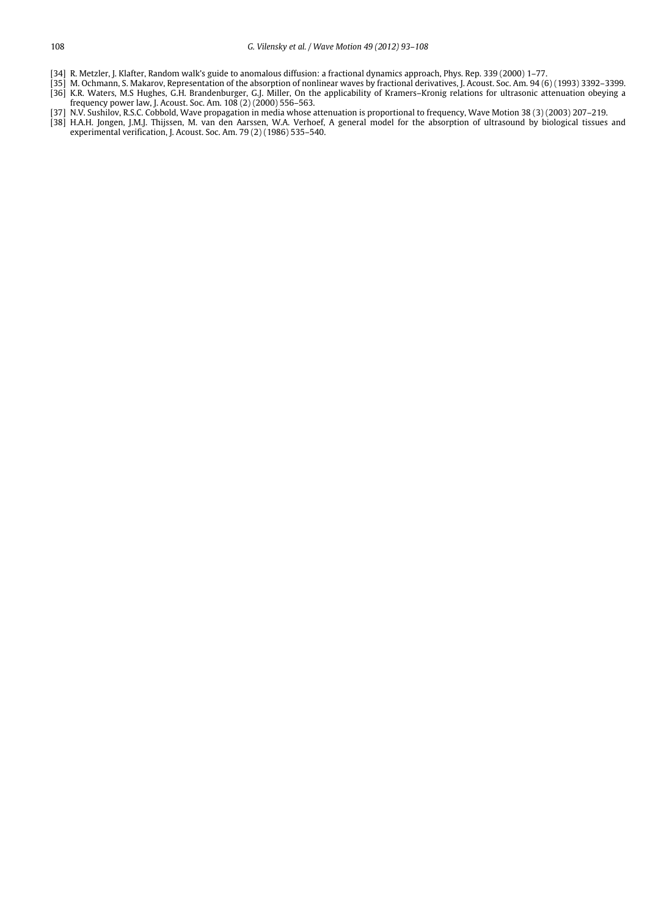[34] R. Metzler, J. Klafter, Random walk's guide to anomalous diffusion: a fractional dynamics approach, Phys. Rep. 339 (2000) 1–77.

[35] M. Ochmann, S. Makarov, Representation of the absorption of nonlinear waves by fractional derivatives, J. Acoust. Soc. Am. 94 (6) (1993) 3392–3399.

[36] K.R. Waters, M.S Hughes, G.H. Brandenburger, G.J. Miller, On the applicability of Kramers–Kronig relations for ultrasonic attenuation obeying a frequency power law, J. Acoust. Soc. Am. 108 (2) (2000) 556–563.

[37] N.V. Sushilov, R.S.C. Cobbold, Wave propagation in media whose attenuation is proportional to frequency, Wave Motion 38 (3) (2003) 207–219.

[38] H.A.H. Jongen, J.M.J. Thijssen, M. van den Aarssen, W.A. Verhoef, A general model for the absorption of ultrasound by biological tissues and experimental verification, J. Acoust. Soc. Am. 79 (2) (1986) 535–540.